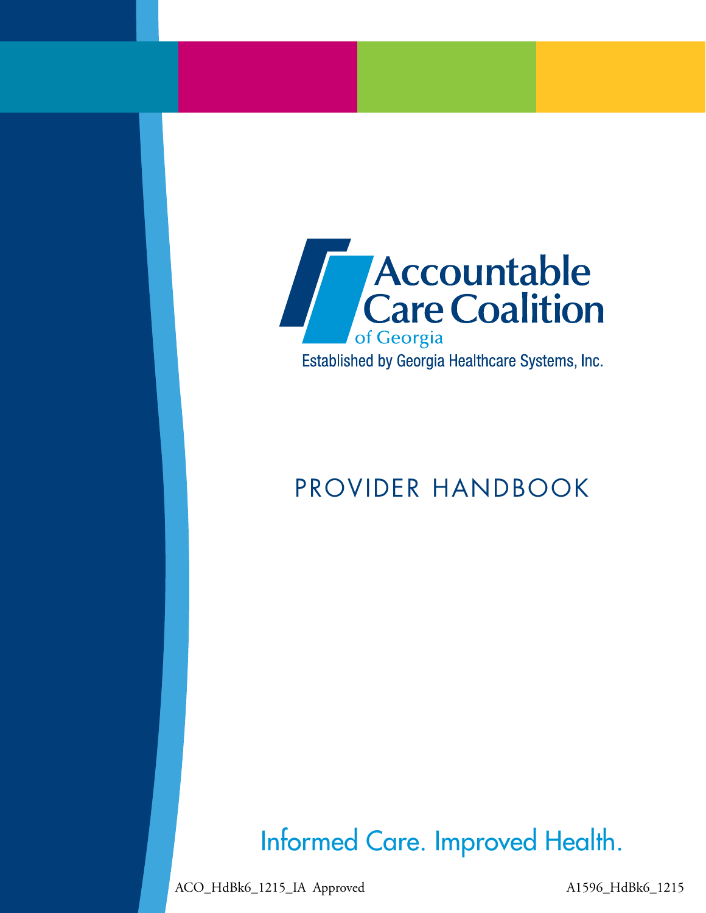# Accountable Care Coalition of Georgia

Established by Georgia Healthcare Systems, Inc.

## PROVIDER HANDBOOK

Informed Care. Improved Health.

ACO_HdBk6_1215_IA Approved

A1596_HdBk6_1215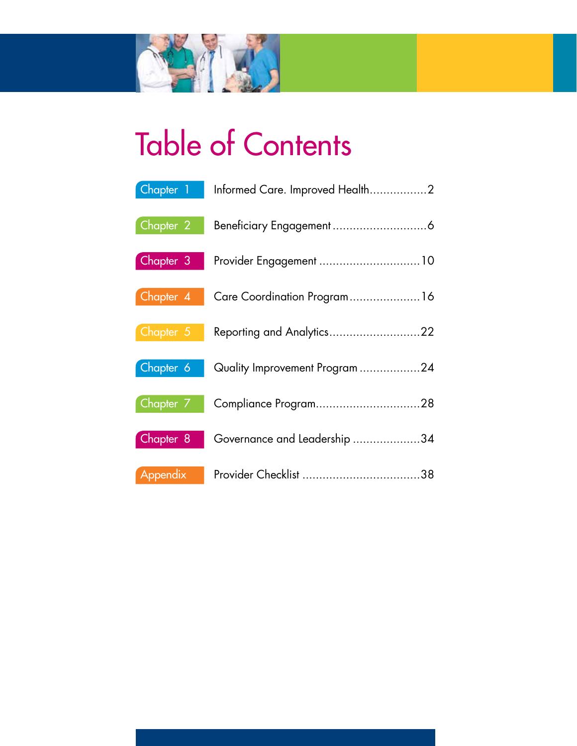# Table of Contents

| | | |
|---|---|---|
| Chapter 1 | Informed Care. Improved Health | 2 |
| Chapter 2 | Beneficiary Engagement | 6 |
| Chapter 3 | Provider Engagement | 10 |
| Chapter 4 | Care Coordination Program | 16 |
| Chapter 5 | Reporting and Analytics | 22 |
| Chapter 6 | Quality Improvement Program | 24 |
| Chapter 7 | Compliance Program | 28 |
| Chapter 8 | Governance and Leadership | 34 |
| Appendix | Provider Checklist | 38 |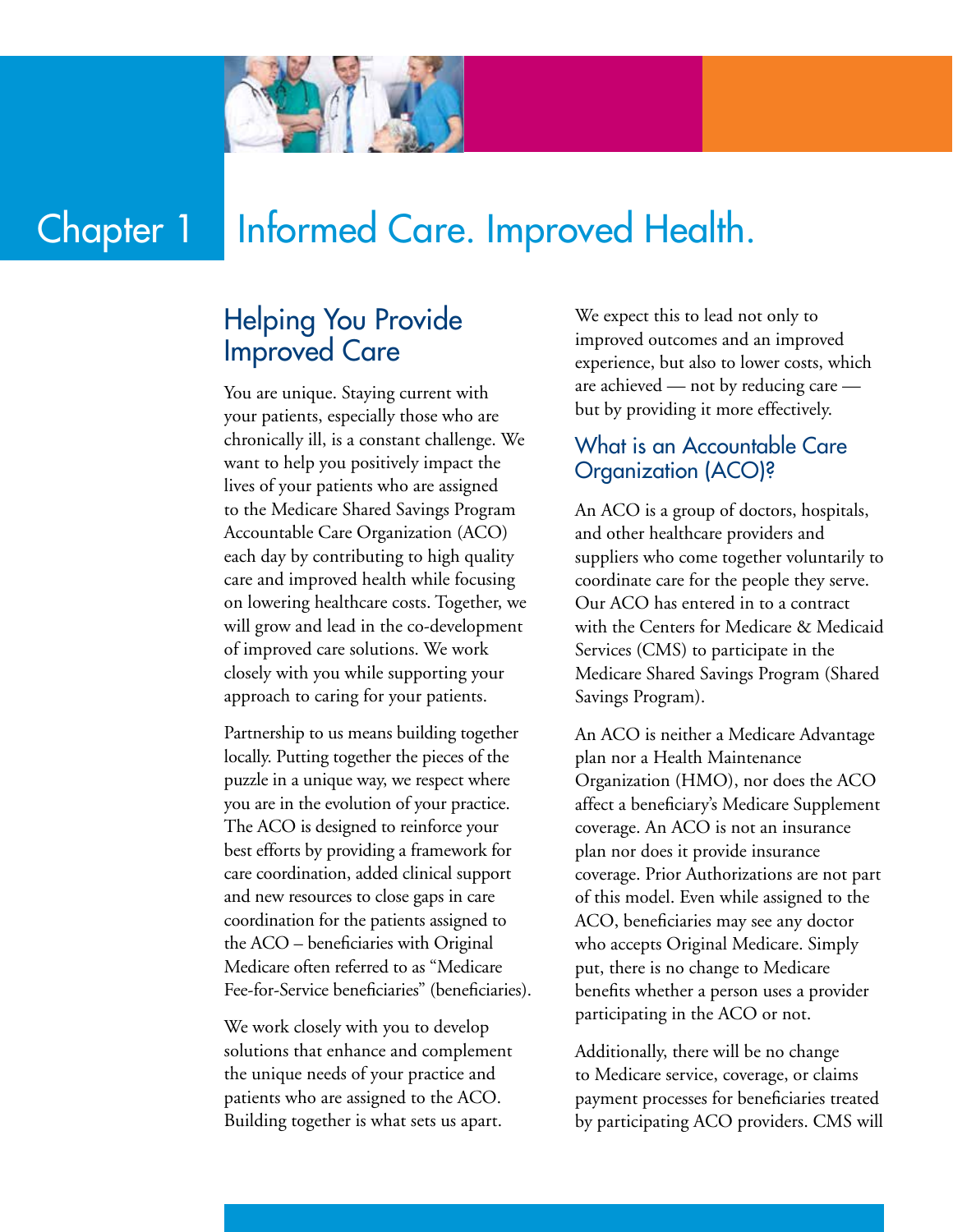# Chapter 1 Informed Care. Improved Health.

## Helping You Provide Improved Care

You are unique. Staying current with your patients, especially those who are chronically ill, is a constant challenge. We want to help you positively impact the lives of your patients who are assigned to the Medicare Shared Savings Program Accountable Care Organization (ACO) each day by contributing to high quality care and improved health while focusing on lowering healthcare costs. Together, we will grow and lead in the co-development of improved care solutions. We work closely with you while supporting your approach to caring for your patients.

Partnership to us means building together locally. Putting together the pieces of the puzzle in a unique way, we respect where you are in the evolution of your practice. The ACO is designed to reinforce your best efforts by providing a framework for care coordination, added clinical support and new resources to close gaps in care coordination for the patients assigned to the ACO – beneficiaries with Original Medicare often referred to as "Medicare Fee-for-Service beneficiaries" (beneficiaries).

We work closely with you to develop solutions that enhance and complement the unique needs of your practice and patients who are assigned to the ACO. Building together is what sets us apart.

We expect this to lead not only to improved outcomes and an improved experience, but also to lower costs, which are achieved — not by reducing care — but by providing it more effectively.

### What is an Accountable Care Organization (ACO)?

An ACO is a group of doctors, hospitals, and other healthcare providers and suppliers who come together voluntarily to coordinate care for the people they serve. Our ACO has entered in to a contract with the Centers for Medicare & Medicaid Services (CMS) to participate in the Medicare Shared Savings Program (Shared Savings Program).

An ACO is neither a Medicare Advantage plan nor a Health Maintenance Organization (HMO), nor does the ACO affect a beneficiary's Medicare Supplement coverage. An ACO is not an insurance plan nor does it provide insurance coverage. Prior Authorizations are not part of this model. Even while assigned to the ACO, beneficiaries may see any doctor who accepts Original Medicare. Simply put, there is no change to Medicare benefits whether a person uses a provider participating in the ACO or not.

Additionally, there will be no change to Medicare service, coverage, or claims payment processes for beneficiaries treated by participating ACO providers. CMS will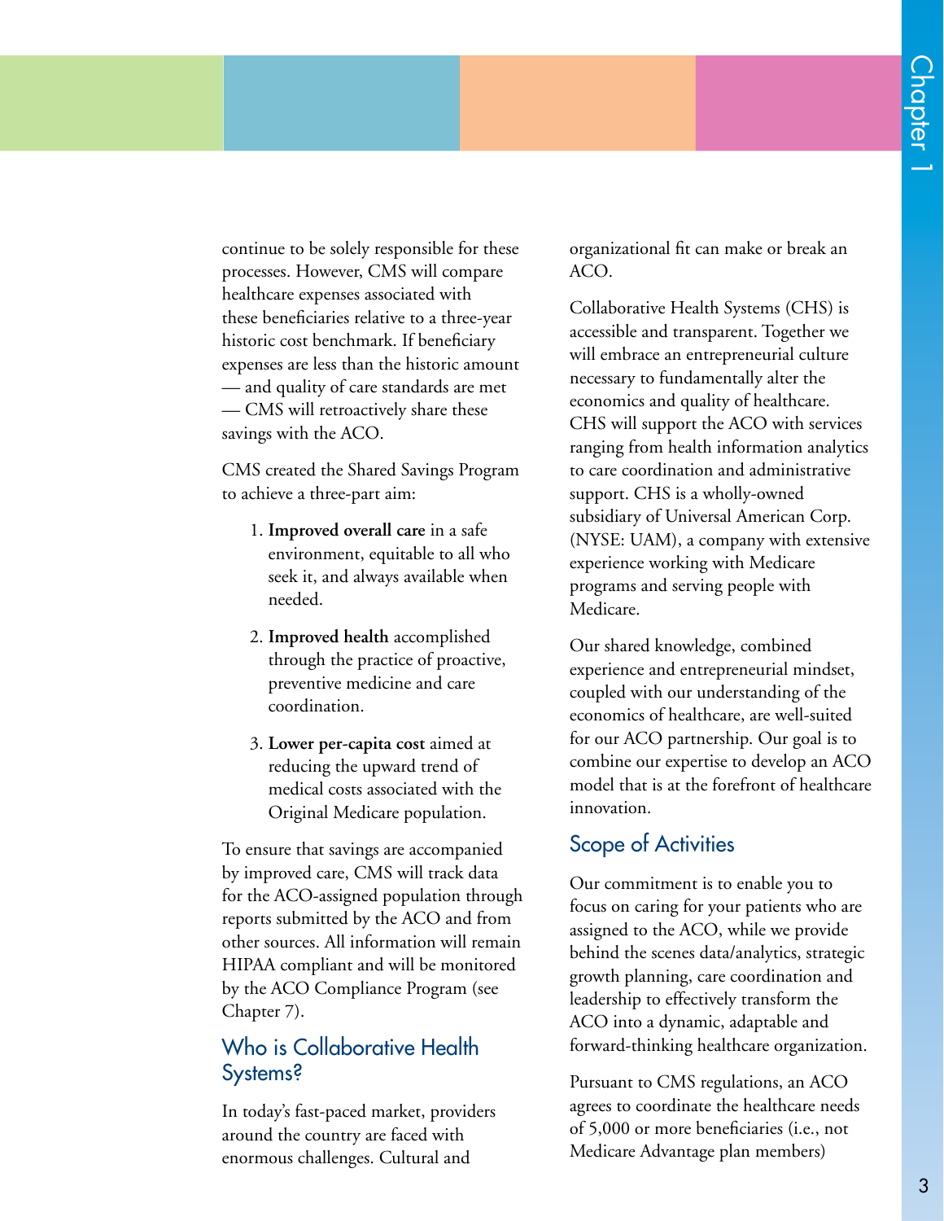continue to be solely responsible for these processes. However, CMS will compare healthcare expenses associated with these beneficiaries relative to a three-year historic cost benchmark. If beneficiary expenses are less than the historic amount — and quality of care standards are met — CMS will retroactively share these savings with the ACO.

CMS created the Shared Savings Program to achieve a three-part aim:

1. **Improved overall care** in a safe environment, equitable to all who seek it, and always available when needed.
2. **Improved health** accomplished through the practice of proactive, preventive medicine and care coordination.
3. **Lower per-capita cost** aimed at reducing the upward trend of medical costs associated with the Original Medicare population.

To ensure that savings are accompanied by improved care, CMS will track data for the ACO-assigned population through reports submitted by the ACO and from other sources. All information will remain HIPAA compliant and will be monitored by the ACO Compliance Program (see Chapter 7).

## Who is Collaborative Health Systems?

In today's fast-paced market, providers around the country are faced with enormous challenges. Cultural and organizational fit can make or break an ACO.

Collaborative Health Systems (CHS) is accessible and transparent. Together we will embrace an entrepreneurial culture necessary to fundamentally alter the economics and quality of healthcare. CHS will support the ACO with services ranging from health information analytics to care coordination and administrative support. CHS is a wholly-owned subsidiary of Universal American Corp. (NYSE: UAM), a company with extensive experience working with Medicare programs and serving people with Medicare.

Our shared knowledge, combined experience and entrepreneurial mindset, coupled with our understanding of the economics of healthcare, are well-suited for our ACO partnership. Our goal is to combine our expertise to develop an ACO model that is at the forefront of healthcare innovation.

## Scope of Activities

Our commitment is to enable you to focus on caring for your patients who are assigned to the ACO, while we provide behind the scenes data/analytics, strategic growth planning, care coordination and leadership to effectively transform the ACO into a dynamic, adaptable and forward-thinking healthcare organization.

Pursuant to CMS regulations, an ACO agrees to coordinate the healthcare needs of 5,000 or more beneficiaries (i.e., not Medicare Advantage plan members)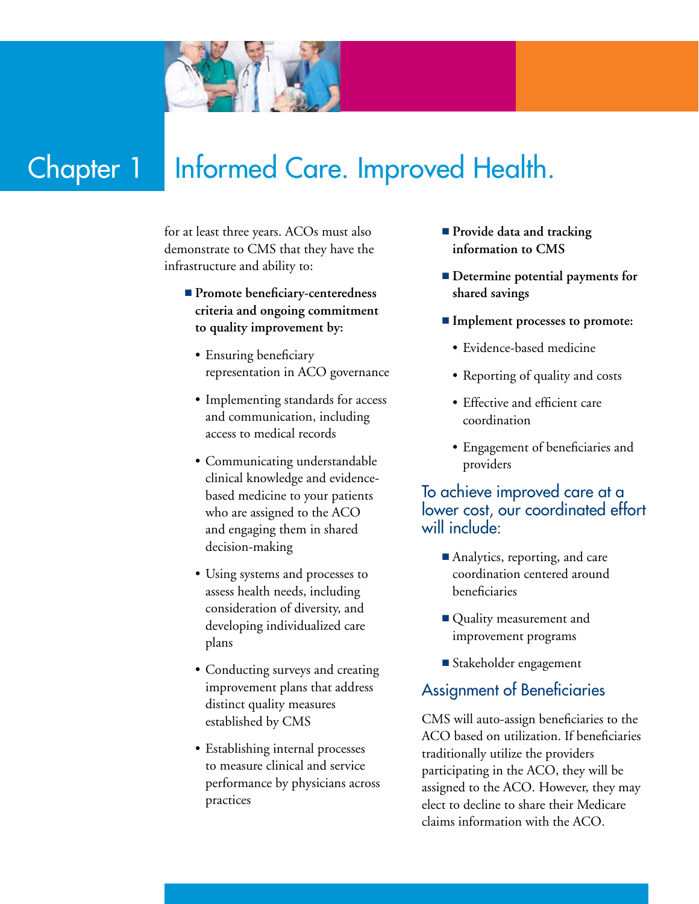# Chapter 1 Informed Care. Improved Health.

for at least three years. ACOs must also demonstrate to CMS that they have the infrastructure and ability to:

- **Promote beneficiary-centeredness criteria and ongoing commitment to quality improvement by:**
  - Ensuring beneficiary representation in ACO governance
  - Implementing standards for access and communication, including access to medical records
  - Communicating understandable clinical knowledge and evidence-based medicine to your patients who are assigned to the ACO and engaging them in shared decision-making
  - Using systems and processes to assess health needs, including consideration of diversity, and developing individualized care plans
  - Conducting surveys and creating improvement plans that address distinct quality measures established by CMS
  - Establishing internal processes to measure clinical and service performance by physicians across practices
- **Provide data and tracking information to CMS**
- **Determine potential payments for shared savings**
- **Implement processes to promote:**
  - Evidence-based medicine
  - Reporting of quality and costs
  - Effective and efficient care coordination
  - Engagement of beneficiaries and providers

## To achieve improved care at a lower cost, our coordinated effort will include:

- Analytics, reporting, and care coordination centered around beneficiaries
- Quality measurement and improvement programs
- Stakeholder engagement

## Assignment of Beneficiaries

CMS will auto-assign beneficiaries to the ACO based on utilization. If beneficiaries traditionally utilize the providers participating in the ACO, they will be assigned to the ACO. However, they may elect to decline to share their Medicare claims information with the ACO.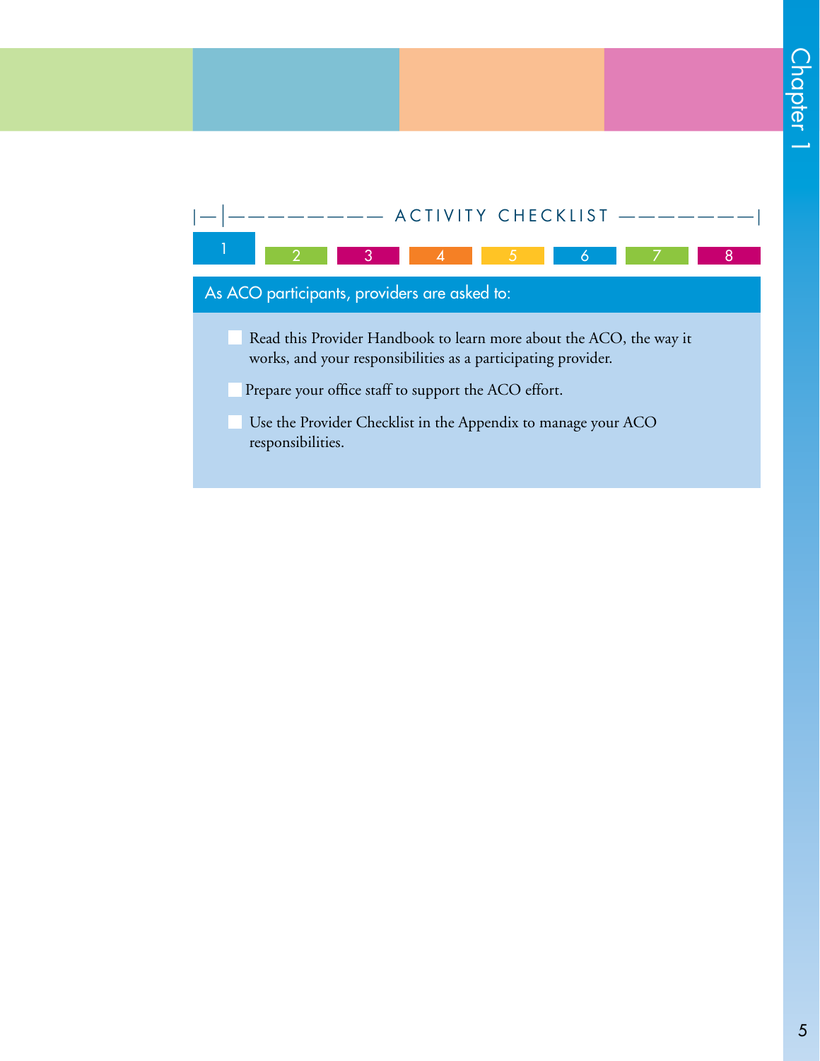## ACTIVITY CHECKLIST

1 2 3 4 5 6 7 8

**As ACO participants, providers are asked to:**

- [ ] Read this Provider Handbook to learn more about the ACO, the way it works, and your responsibilities as a participating provider.
- [ ] Prepare your office staff to support the ACO effort.
- [ ] Use the Provider Checklist in the Appendix to manage your ACO responsibilities.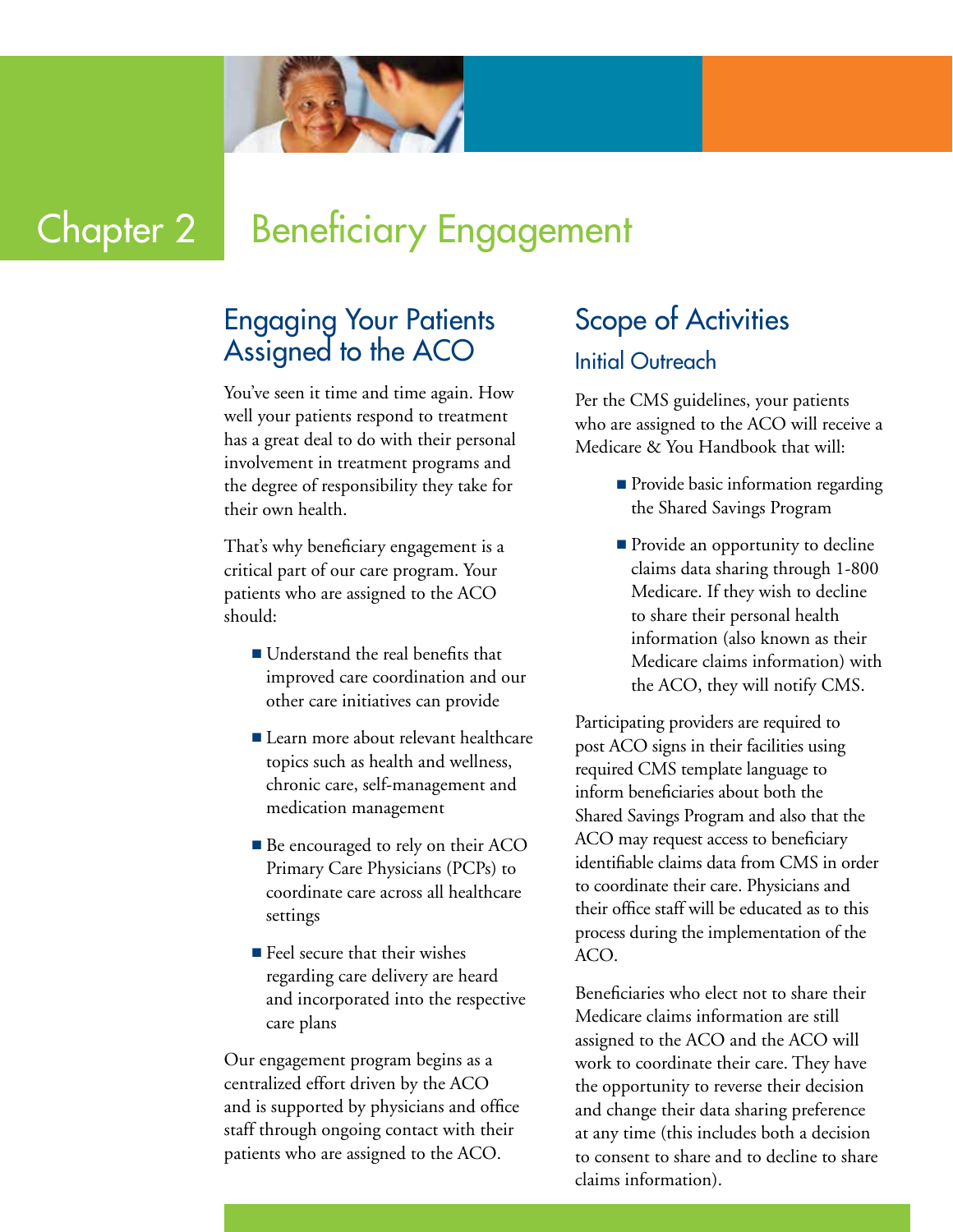# Chapter 2 Beneficiary Engagement

## Engaging Your Patients Assigned to the ACO

You've seen it time and time again. How well your patients respond to treatment has a great deal to do with their personal involvement in treatment programs and the degree of responsibility they take for their own health.

That's why beneficiary engagement is a critical part of our care program. Your patients who are assigned to the ACO should:

- Understand the real benefits that improved care coordination and our other care initiatives can provide
- Learn more about relevant healthcare topics such as health and wellness, chronic care, self-management and medication management
- Be encouraged to rely on their ACO Primary Care Physicians (PCPs) to coordinate care across all healthcare settings
- Feel secure that their wishes regarding care delivery are heard and incorporated into the respective care plans

Our engagement program begins as a centralized effort driven by the ACO and is supported by physicians and office staff through ongoing contact with their patients who are assigned to the ACO.

## Scope of Activities

### Initial Outreach

Per the CMS guidelines, your patients who are assigned to the ACO will receive a Medicare & You Handbook that will:

- Provide basic information regarding the Shared Savings Program
- Provide an opportunity to decline claims data sharing through 1-800 Medicare. If they wish to decline to share their personal health information (also known as their Medicare claims information) with the ACO, they will notify CMS.

Participating providers are required to post ACO signs in their facilities using required CMS template language to inform beneficiaries about both the Shared Savings Program and also that the ACO may request access to beneficiary identifiable claims data from CMS in order to coordinate their care. Physicians and their office staff will be educated as to this process during the implementation of the ACO.

Beneficiaries who elect not to share their Medicare claims information are still assigned to the ACO and the ACO will work to coordinate their care. They have the opportunity to reverse their decision and change their data sharing preference at any time (this includes both a decision to consent to share and to decline to share claims information).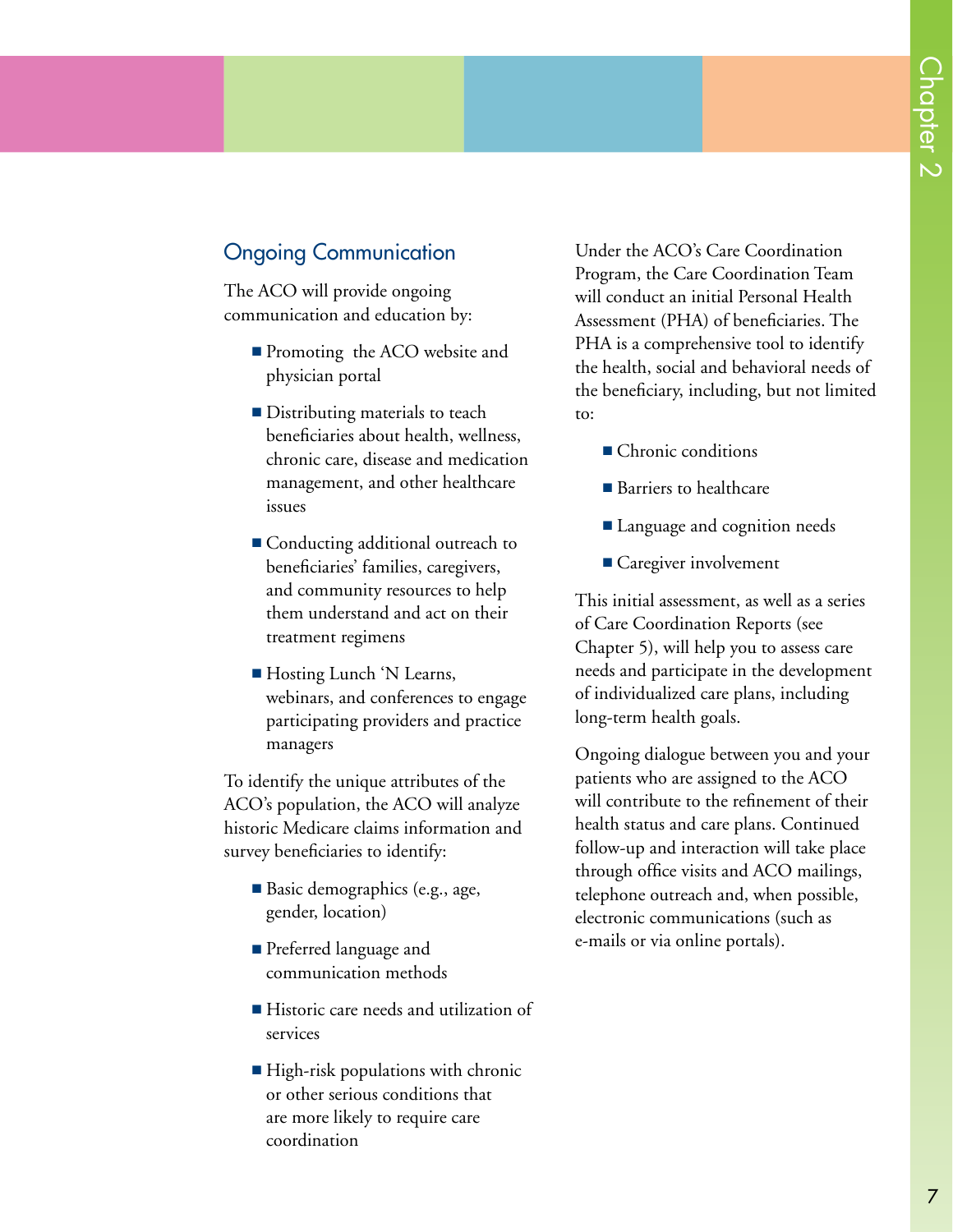## Ongoing Communication

The ACO will provide ongoing communication and education by:

- Promoting the ACO website and physician portal
- Distributing materials to teach beneficiaries about health, wellness, chronic care, disease and medication management, and other healthcare issues
- Conducting additional outreach to beneficiaries' families, caregivers, and community resources to help them understand and act on their treatment regimens
- Hosting Lunch 'N Learns, webinars, and conferences to engage participating providers and practice managers

To identify the unique attributes of the ACO's population, the ACO will analyze historic Medicare claims information and survey beneficiaries to identify:

- Basic demographics (e.g., age, gender, location)
- Preferred language and communication methods
- Historic care needs and utilization of services
- High-risk populations with chronic or other serious conditions that are more likely to require care coordination

Under the ACO's Care Coordination Program, the Care Coordination Team will conduct an initial Personal Health Assessment (PHA) of beneficiaries. The PHA is a comprehensive tool to identify the health, social and behavioral needs of the beneficiary, including, but not limited to:

- Chronic conditions
- Barriers to healthcare
- Language and cognition needs
- Caregiver involvement

This initial assessment, as well as a series of Care Coordination Reports (see Chapter 5), will help you to assess care needs and participate in the development of individualized care plans, including long-term health goals.

Ongoing dialogue between you and your patients who are assigned to the ACO will contribute to the refinement of their health status and care plans. Continued follow-up and interaction will take place through office visits and ACO mailings, telephone outreach and, when possible, electronic communications (such as e-mails or via online portals).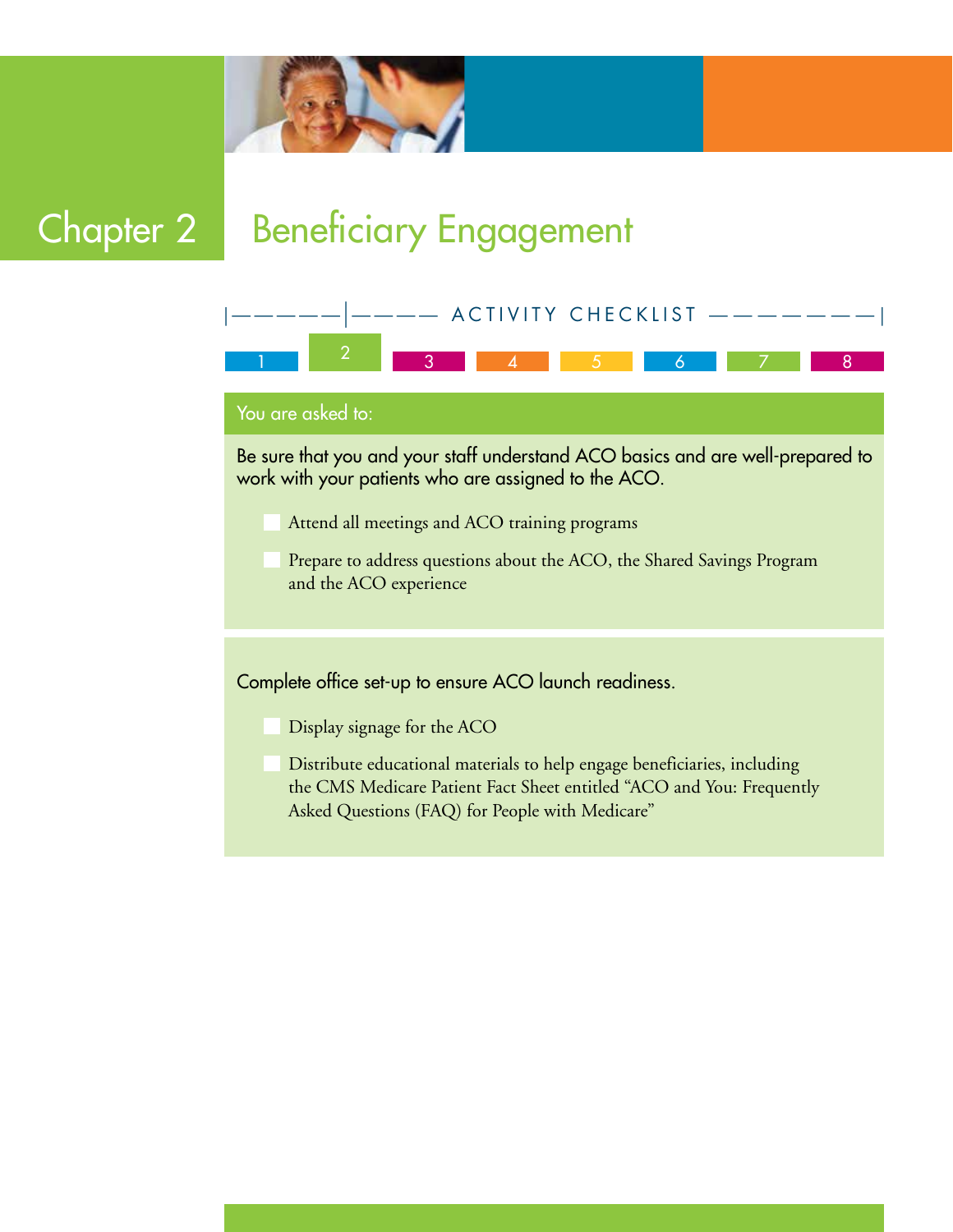# Chapter 2 Beneficiary Engagement

ACTIVITY CHECKLIST

1 2 3 4 5 6 7 8

**You are asked to:**

Be sure that you and your staff understand ACO basics and are well-prepared to work with your patients who are assigned to the ACO.

- [ ] Attend all meetings and ACO training programs
- [ ] Prepare to address questions about the ACO, the Shared Savings Program and the ACO experience

Complete office set-up to ensure ACO launch readiness.

- [ ] Display signage for the ACO
- [ ] Distribute educational materials to help engage beneficiaries, including the CMS Medicare Patient Fact Sheet entitled "ACO and You: Frequently Asked Questions (FAQ) for People with Medicare"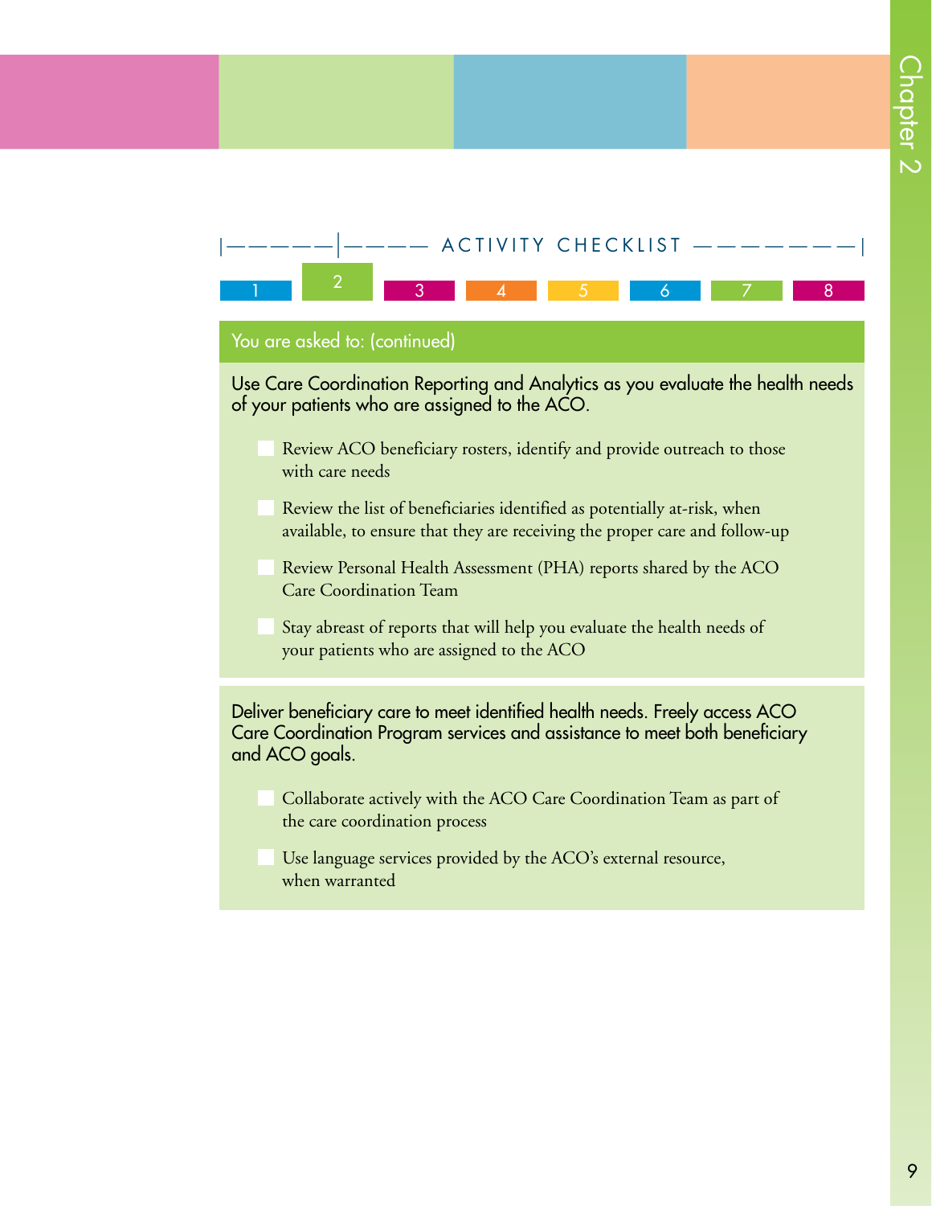## ACTIVITY CHECKLIST

1 | 2 | 3 | 4 | 5 | 6 | 7 | 8

**You are asked to: (continued)**

Use Care Coordination Reporting and Analytics as you evaluate the health needs of your patients who are assigned to the ACO.

- [ ] Review ACO beneficiary rosters, identify and provide outreach to those with care needs
- [ ] Review the list of beneficiaries identified as potentially at-risk, when available, to ensure that they are receiving the proper care and follow-up
- [ ] Review Personal Health Assessment (PHA) reports shared by the ACO Care Coordination Team
- [ ] Stay abreast of reports that will help you evaluate the health needs of your patients who are assigned to the ACO

Deliver beneficiary care to meet identified health needs. Freely access ACO Care Coordination Program services and assistance to meet both beneficiary and ACO goals.

- [ ] Collaborate actively with the ACO Care Coordination Team as part of the care coordination process
- [ ] Use language services provided by the ACO's external resource, when warranted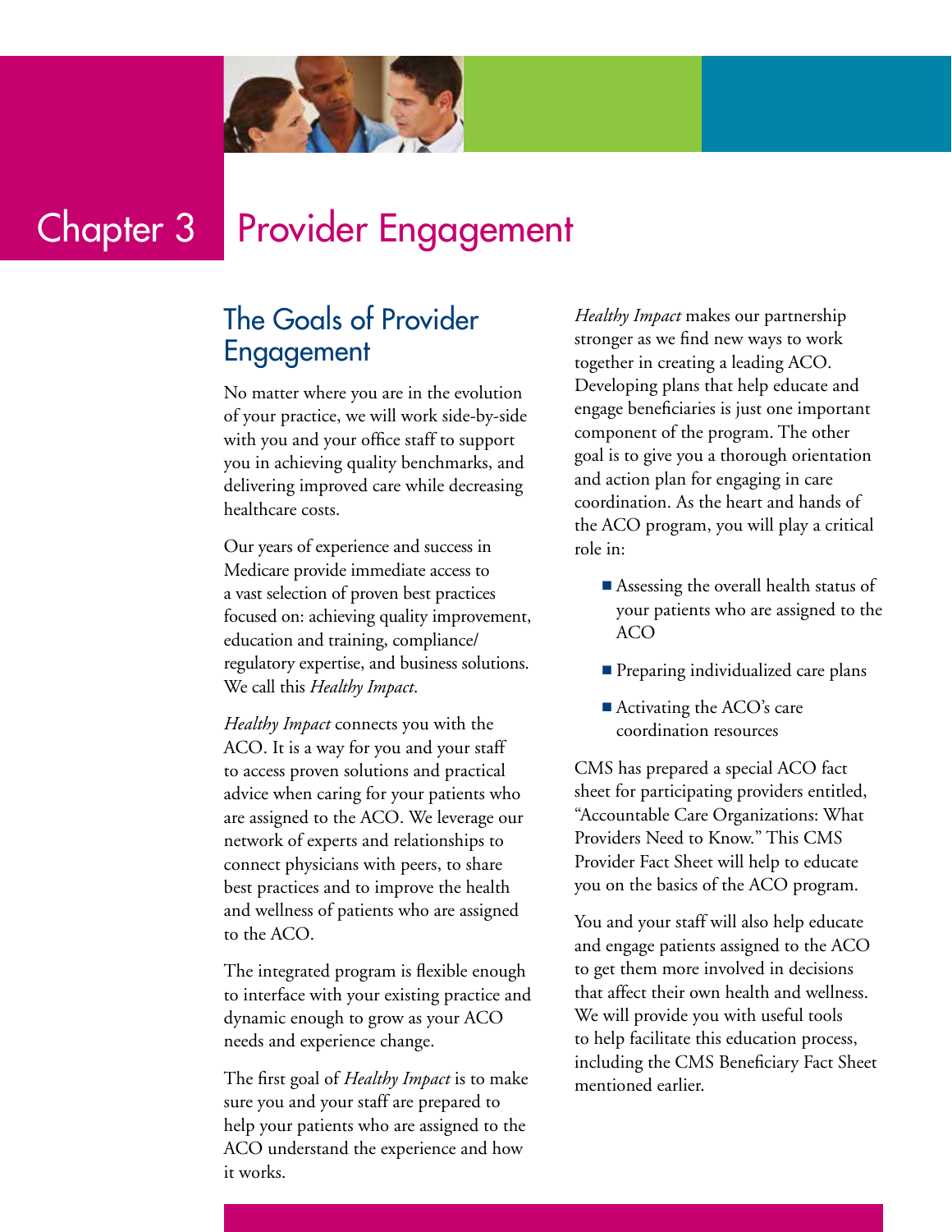# Chapter 3 Provider Engagement

## The Goals of Provider Engagement

No matter where you are in the evolution of your practice, we will work side-by-side with you and your office staff to support you in achieving quality benchmarks, and delivering improved care while decreasing healthcare costs.

Our years of experience and success in Medicare provide immediate access to a vast selection of proven best practices focused on: achieving quality improvement, education and training, compliance/regulatory expertise, and business solutions. We call this *Healthy Impact*.

*Healthy Impact* connects you with the ACO. It is a way for you and your staff to access proven solutions and practical advice when caring for your patients who are assigned to the ACO. We leverage our network of experts and relationships to connect physicians with peers, to share best practices and to improve the health and wellness of patients who are assigned to the ACO.

The integrated program is flexible enough to interface with your existing practice and dynamic enough to grow as your ACO needs and experience change.

The first goal of *Healthy Impact* is to make sure you and your staff are prepared to help your patients who are assigned to the ACO understand the experience and how it works.

*Healthy Impact* makes our partnership stronger as we find new ways to work together in creating a leading ACO. Developing plans that help educate and engage beneficiaries is just one important component of the program. The other goal is to give you a thorough orientation and action plan for engaging in care coordination. As the heart and hands of the ACO program, you will play a critical role in:

- Assessing the overall health status of your patients who are assigned to the ACO
- Preparing individualized care plans
- Activating the ACO's care coordination resources

CMS has prepared a special ACO fact sheet for participating providers entitled, "Accountable Care Organizations: What Providers Need to Know." This CMS Provider Fact Sheet will help to educate you on the basics of the ACO program.

You and your staff will also help educate and engage patients assigned to the ACO to get them more involved in decisions that affect their own health and wellness. We will provide you with useful tools to help facilitate this education process, including the CMS Beneficiary Fact Sheet mentioned earlier.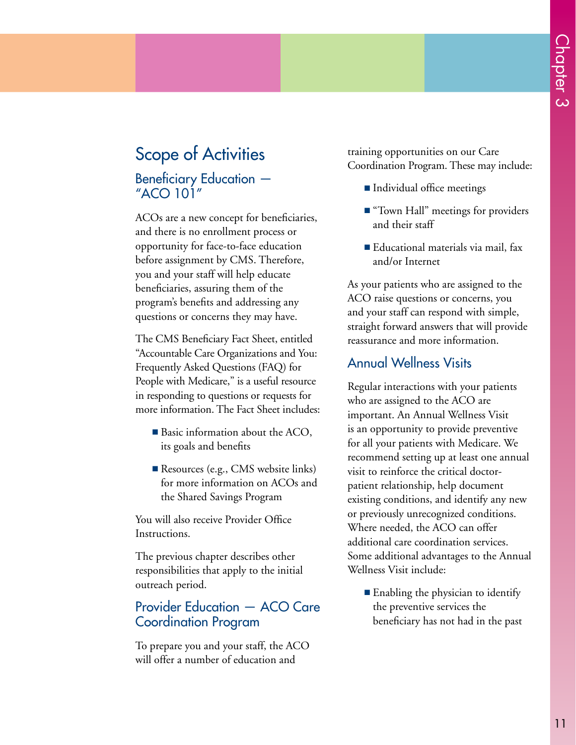## Scope of Activities

### Beneficiary Education — "ACO 101"

ACOs are a new concept for beneficiaries, and there is no enrollment process or opportunity for face-to-face education before assignment by CMS. Therefore, you and your staff will help educate beneficiaries, assuring them of the program's benefits and addressing any questions or concerns they may have.

The CMS Beneficiary Fact Sheet, entitled "Accountable Care Organizations and You: Frequently Asked Questions (FAQ) for People with Medicare," is a useful resource in responding to questions or requests for more information. The Fact Sheet includes:

- Basic information about the ACO, its goals and benefits
- Resources (e.g., CMS website links) for more information on ACOs and the Shared Savings Program

You will also receive Provider Office Instructions.

The previous chapter describes other responsibilities that apply to the initial outreach period.

### Provider Education — ACO Care Coordination Program

To prepare you and your staff, the ACO will offer a number of education and training opportunities on our Care Coordination Program. These may include:

- Individual office meetings
- "Town Hall" meetings for providers and their staff
- Educational materials via mail, fax and/or Internet

As your patients who are assigned to the ACO raise questions or concerns, you and your staff can respond with simple, straight forward answers that will provide reassurance and more information.

### Annual Wellness Visits

Regular interactions with your patients who are assigned to the ACO are important. An Annual Wellness Visit is an opportunity to provide preventive for all your patients with Medicare. We recommend setting up at least one annual visit to reinforce the critical doctor-patient relationship, help document existing conditions, and identify any new or previously unrecognized conditions. Where needed, the ACO can offer additional care coordination services. Some additional advantages to the Annual Wellness Visit include:

- Enabling the physician to identify the preventive services the beneficiary has not had in the past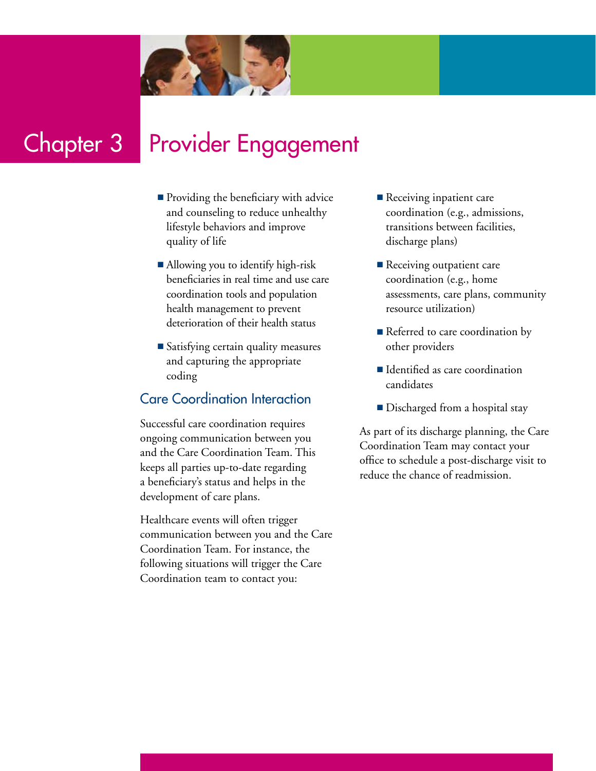# Chapter 3 Provider Engagement

- Providing the beneficiary with advice and counseling to reduce unhealthy lifestyle behaviors and improve quality of life
- Allowing you to identify high-risk beneficiaries in real time and use care coordination tools and population health management to prevent deterioration of their health status
- Satisfying certain quality measures and capturing the appropriate coding

## Care Coordination Interaction

Successful care coordination requires ongoing communication between you and the Care Coordination Team. This keeps all parties up-to-date regarding a beneficiary's status and helps in the development of care plans.

Healthcare events will often trigger communication between you and the Care Coordination Team. For instance, the following situations will trigger the Care Coordination team to contact you:

- Receiving inpatient care coordination (e.g., admissions, transitions between facilities, discharge plans)
- Receiving outpatient care coordination (e.g., home assessments, care plans, community resource utilization)
- Referred to care coordination by other providers
- Identified as care coordination candidates
- Discharged from a hospital stay

As part of its discharge planning, the Care Coordination Team may contact your office to schedule a post-discharge visit to reduce the chance of readmission.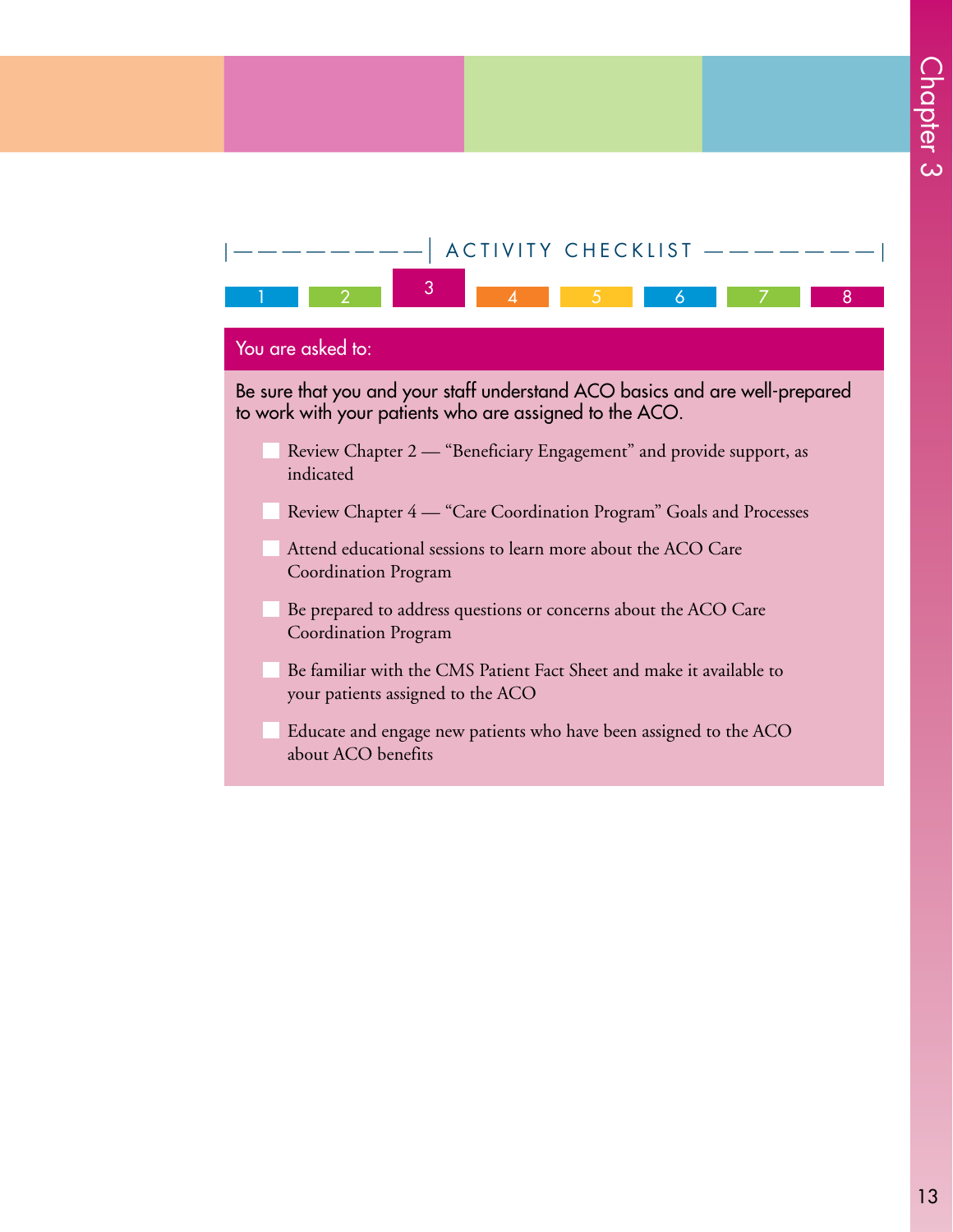## ACTIVITY CHECKLIST

1 2 3 4 5 6 7 8

**You are asked to:**

Be sure that you and your staff understand ACO basics and are well-prepared to work with your patients who are assigned to the ACO.

- [ ] Review Chapter 2 — "Beneficiary Engagement" and provide support, as indicated
- [ ] Review Chapter 4 — "Care Coordination Program" Goals and Processes
- [ ] Attend educational sessions to learn more about the ACO Care Coordination Program
- [ ] Be prepared to address questions or concerns about the ACO Care Coordination Program
- [ ] Be familiar with the CMS Patient Fact Sheet and make it available to your patients assigned to the ACO
- [ ] Educate and engage new patients who have been assigned to the ACO about ACO benefits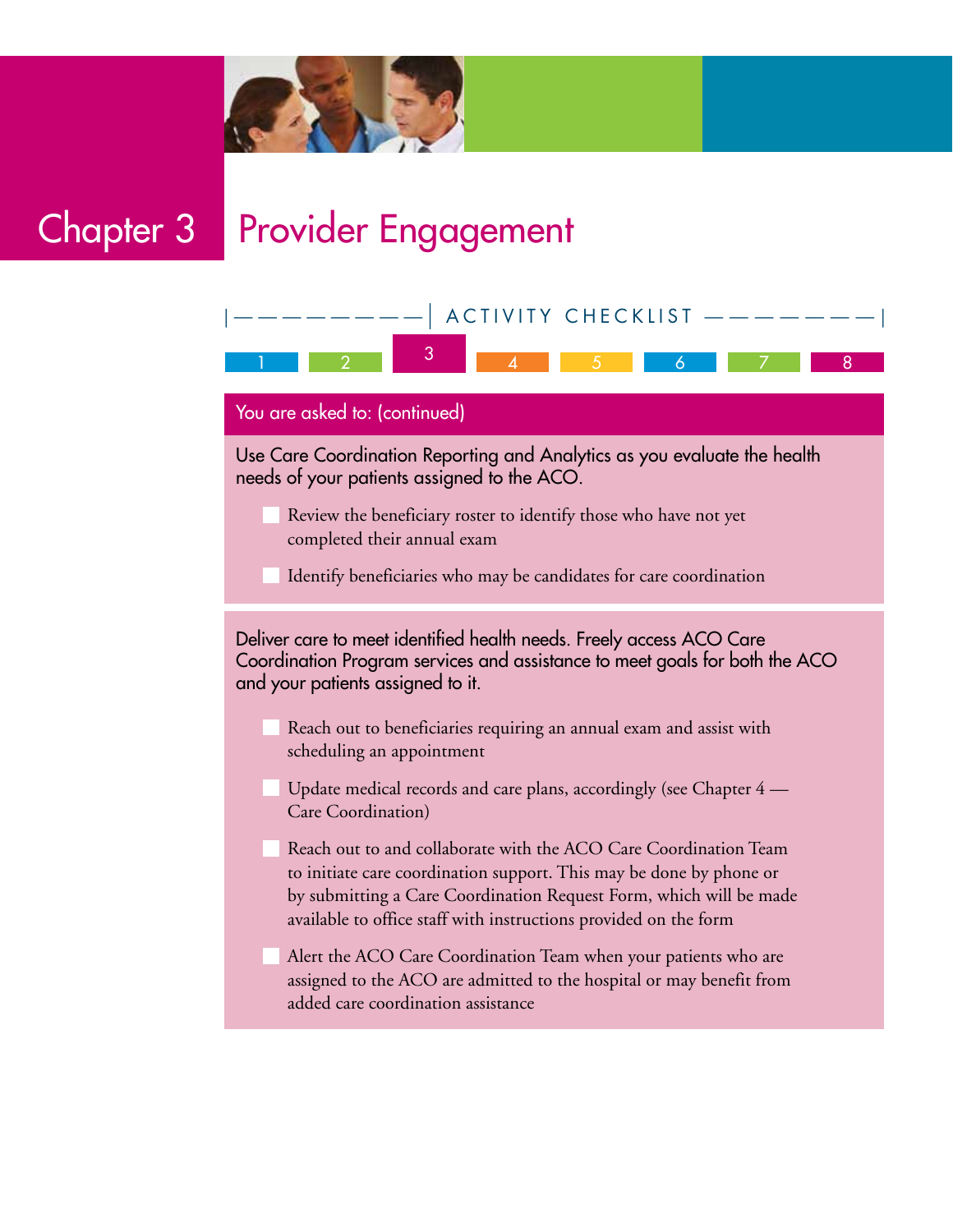# Chapter 3 Provider Engagement

ACTIVITY CHECKLIST

1 2 3 4 5 6 7 8

**You are asked to: (continued)**

Use Care Coordination Reporting and Analytics as you evaluate the health needs of your patients assigned to the ACO.

- [ ] Review the beneficiary roster to identify those who have not yet completed their annual exam
- [ ] Identify beneficiaries who may be candidates for care coordination

Deliver care to meet identified health needs. Freely access ACO Care Coordination Program services and assistance to meet goals for both the ACO and your patients assigned to it.

- [ ] Reach out to beneficiaries requiring an annual exam and assist with scheduling an appointment
- [ ] Update medical records and care plans, accordingly (see Chapter 4 — Care Coordination)
- [ ] Reach out to and collaborate with the ACO Care Coordination Team to initiate care coordination support. This may be done by phone or by submitting a Care Coordination Request Form, which will be made available to office staff with instructions provided on the form
- [ ] Alert the ACO Care Coordination Team when your patients who are assigned to the ACO are admitted to the hospital or may benefit from added care coordination assistance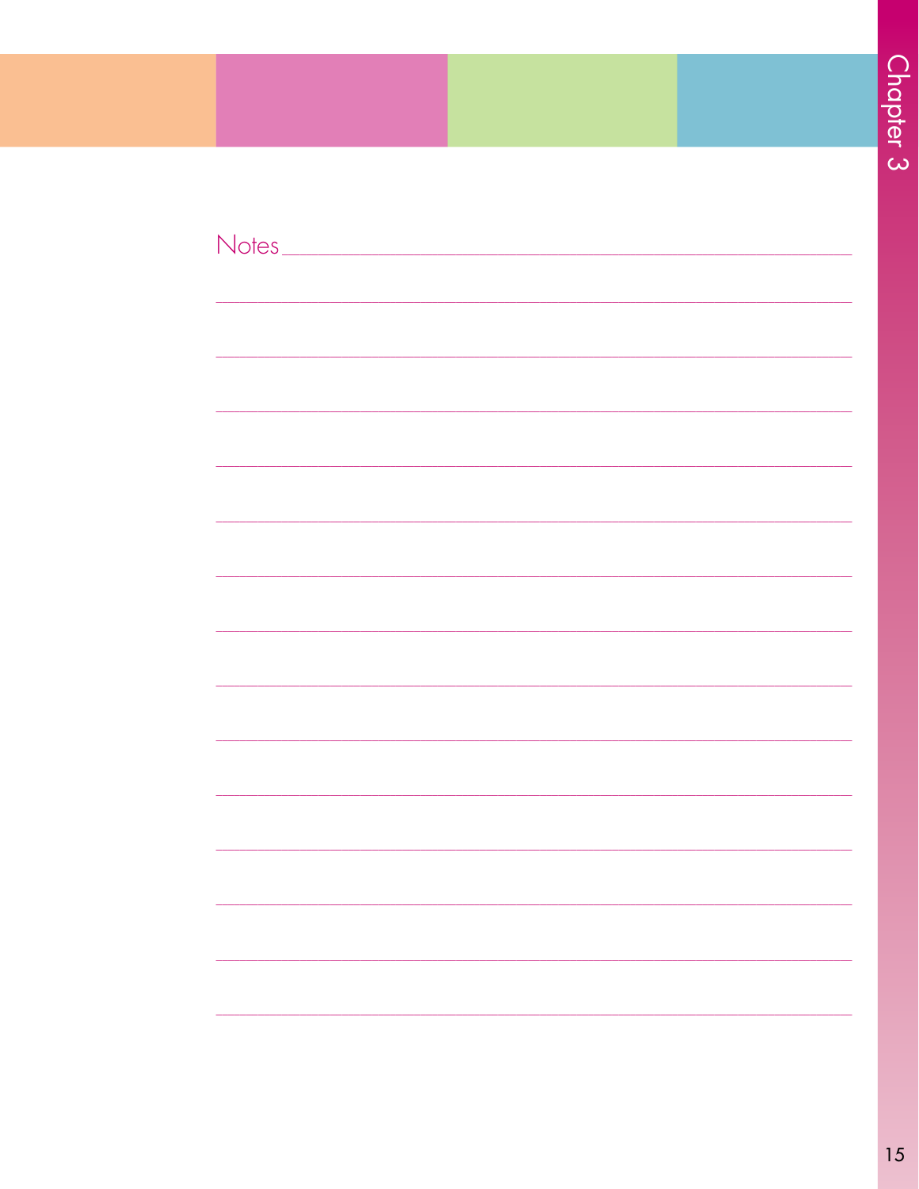Notes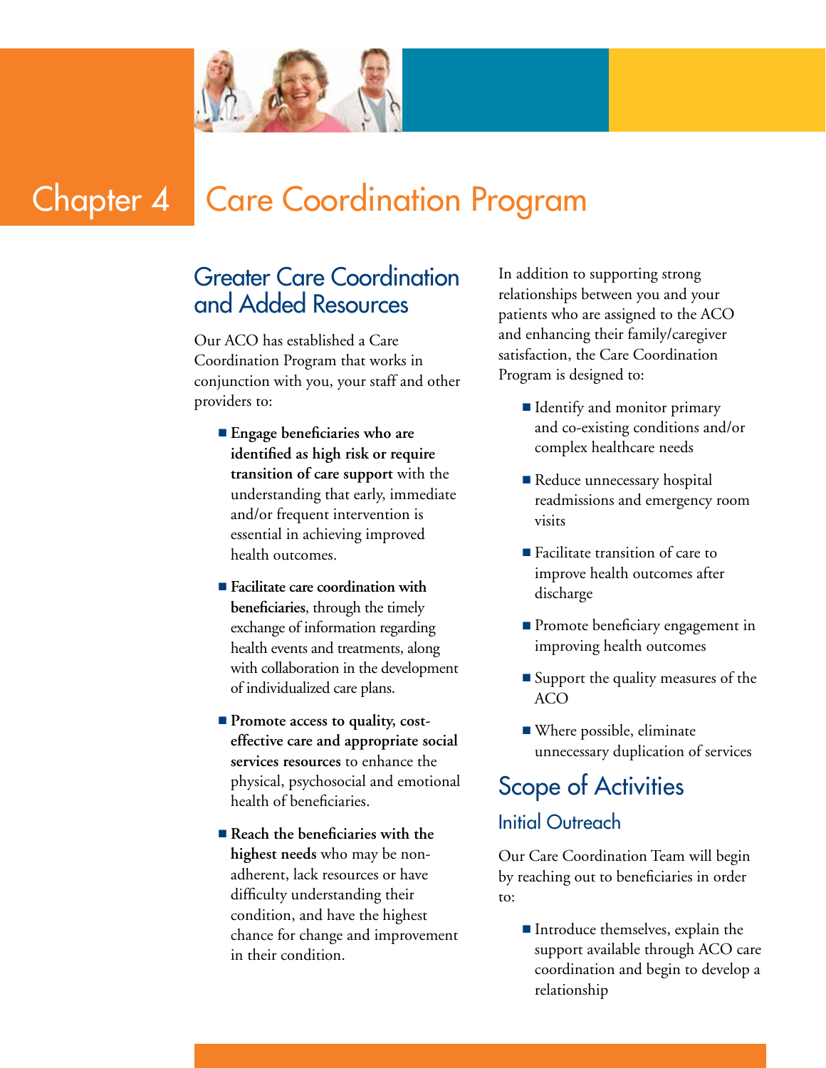# Chapter 4 Care Coordination Program

## Greater Care Coordination and Added Resources

Our ACO has established a Care Coordination Program that works in conjunction with you, your staff and other providers to:

- **Engage beneficiaries who are identified as high risk or require transition of care support** with the understanding that early, immediate and/or frequent intervention is essential in achieving improved health outcomes.
- **Facilitate care coordination with beneficiaries**, through the timely exchange of information regarding health events and treatments, along with collaboration in the development of individualized care plans.
- **Promote access to quality, cost-effective care and appropriate social services resources** to enhance the physical, psychosocial and emotional health of beneficiaries.
- **Reach the beneficiaries with the highest needs** who may be non-adherent, lack resources or have difficulty understanding their condition, and have the highest chance for change and improvement in their condition.

In addition to supporting strong relationships between you and your patients who are assigned to the ACO and enhancing their family/caregiver satisfaction, the Care Coordination Program is designed to:

- Identify and monitor primary and co-existing conditions and/or complex healthcare needs
- Reduce unnecessary hospital readmissions and emergency room visits
- Facilitate transition of care to improve health outcomes after discharge
- Promote beneficiary engagement in improving health outcomes
- Support the quality measures of the ACO
- Where possible, eliminate unnecessary duplication of services

## Scope of Activities

### Initial Outreach

Our Care Coordination Team will begin by reaching out to beneficiaries in order to:

- Introduce themselves, explain the support available through ACO care coordination and begin to develop a relationship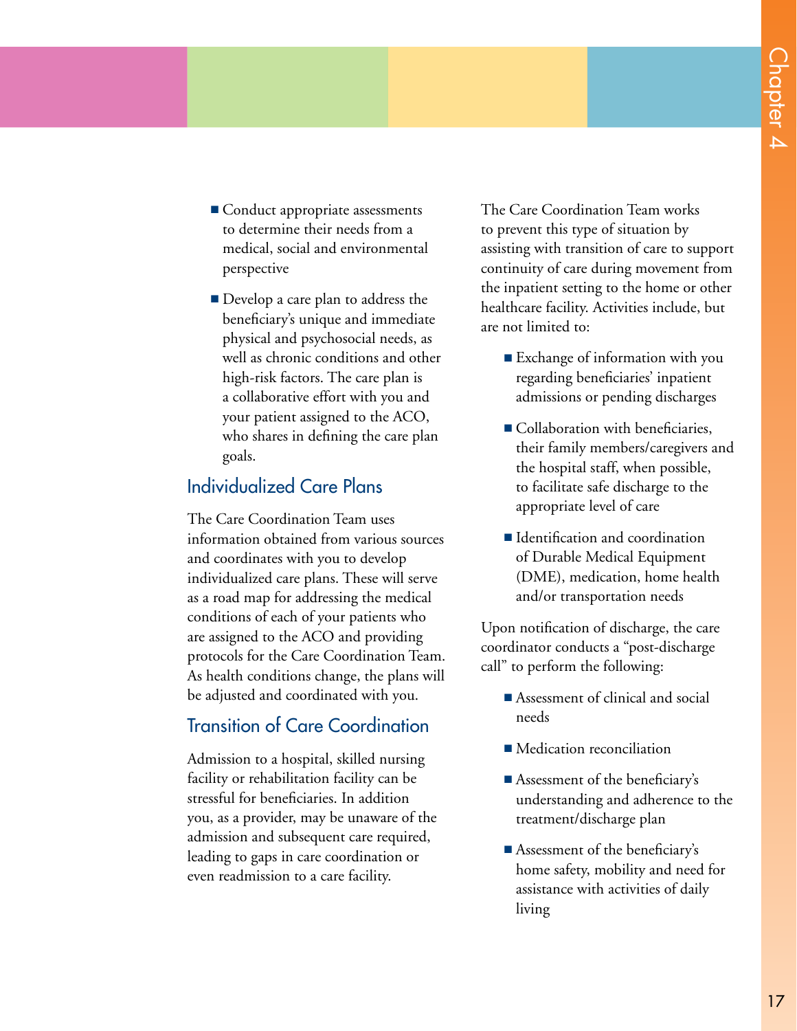- Conduct appropriate assessments to determine their needs from a medical, social and environmental perspective
- Develop a care plan to address the beneficiary's unique and immediate physical and psychosocial needs, as well as chronic conditions and other high-risk factors. The care plan is a collaborative effort with you and your patient assigned to the ACO, who shares in defining the care plan goals.

## Individualized Care Plans

The Care Coordination Team uses information obtained from various sources and coordinates with you to develop individualized care plans. These will serve as a road map for addressing the medical conditions of each of your patients who are assigned to the ACO and providing protocols for the Care Coordination Team. As health conditions change, the plans will be adjusted and coordinated with you.

## Transition of Care Coordination

Admission to a hospital, skilled nursing facility or rehabilitation facility can be stressful for beneficiaries. In addition you, as a provider, may be unaware of the admission and subsequent care required, leading to gaps in care coordination or even readmission to a care facility.

The Care Coordination Team works to prevent this type of situation by assisting with transition of care to support continuity of care during movement from the inpatient setting to the home or other healthcare facility. Activities include, but are not limited to:

- Exchange of information with you regarding beneficiaries' inpatient admissions or pending discharges
- Collaboration with beneficiaries, their family members/caregivers and the hospital staff, when possible, to facilitate safe discharge to the appropriate level of care
- Identification and coordination of Durable Medical Equipment (DME), medication, home health and/or transportation needs

Upon notification of discharge, the care coordinator conducts a "post-discharge call" to perform the following:

- Assessment of clinical and social needs
- Medication reconciliation
- Assessment of the beneficiary's understanding and adherence to the treatment/discharge plan
- Assessment of the beneficiary's home safety, mobility and need for assistance with activities of daily living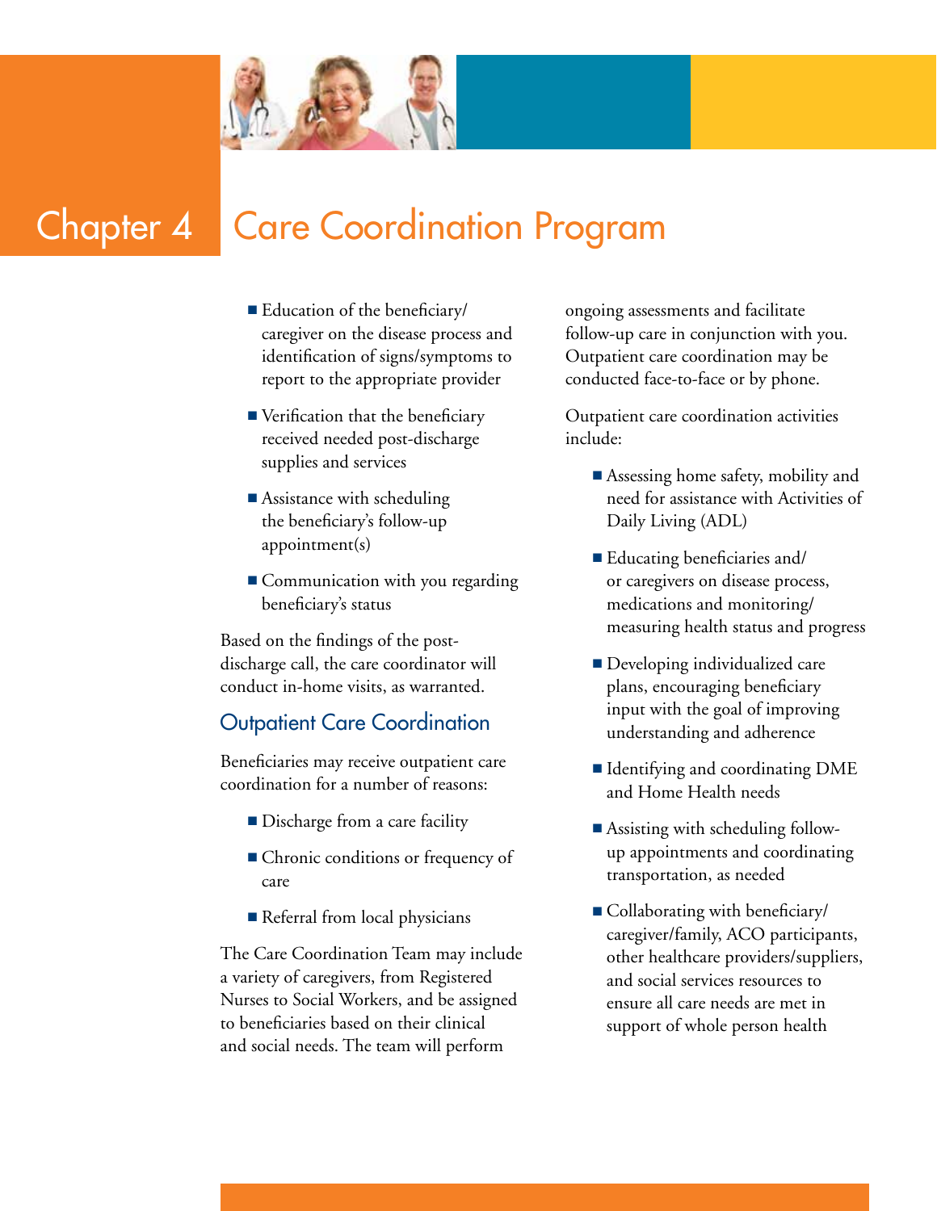# Chapter 4 Care Coordination Program

- Education of the beneficiary/caregiver on the disease process and identification of signs/symptoms to report to the appropriate provider
- Verification that the beneficiary received needed post-discharge supplies and services
- Assistance with scheduling the beneficiary's follow-up appointment(s)
- Communication with you regarding beneficiary's status

Based on the findings of the post-discharge call, the care coordinator will conduct in-home visits, as warranted.

## Outpatient Care Coordination

Beneficiaries may receive outpatient care coordination for a number of reasons:

- Discharge from a care facility
- Chronic conditions or frequency of care
- Referral from local physicians

The Care Coordination Team may include a variety of caregivers, from Registered Nurses to Social Workers, and be assigned to beneficiaries based on their clinical and social needs. The team will perform ongoing assessments and facilitate follow-up care in conjunction with you. Outpatient care coordination may be conducted face-to-face or by phone.

Outpatient care coordination activities include:

- Assessing home safety, mobility and need for assistance with Activities of Daily Living (ADL)
- Educating beneficiaries and/or caregivers on disease process, medications and monitoring/measuring health status and progress
- Developing individualized care plans, encouraging beneficiary input with the goal of improving understanding and adherence
- Identifying and coordinating DME and Home Health needs
- Assisting with scheduling follow-up appointments and coordinating transportation, as needed
- Collaborating with beneficiary/caregiver/family, ACO participants, other healthcare providers/suppliers, and social services resources to ensure all care needs are met in support of whole person health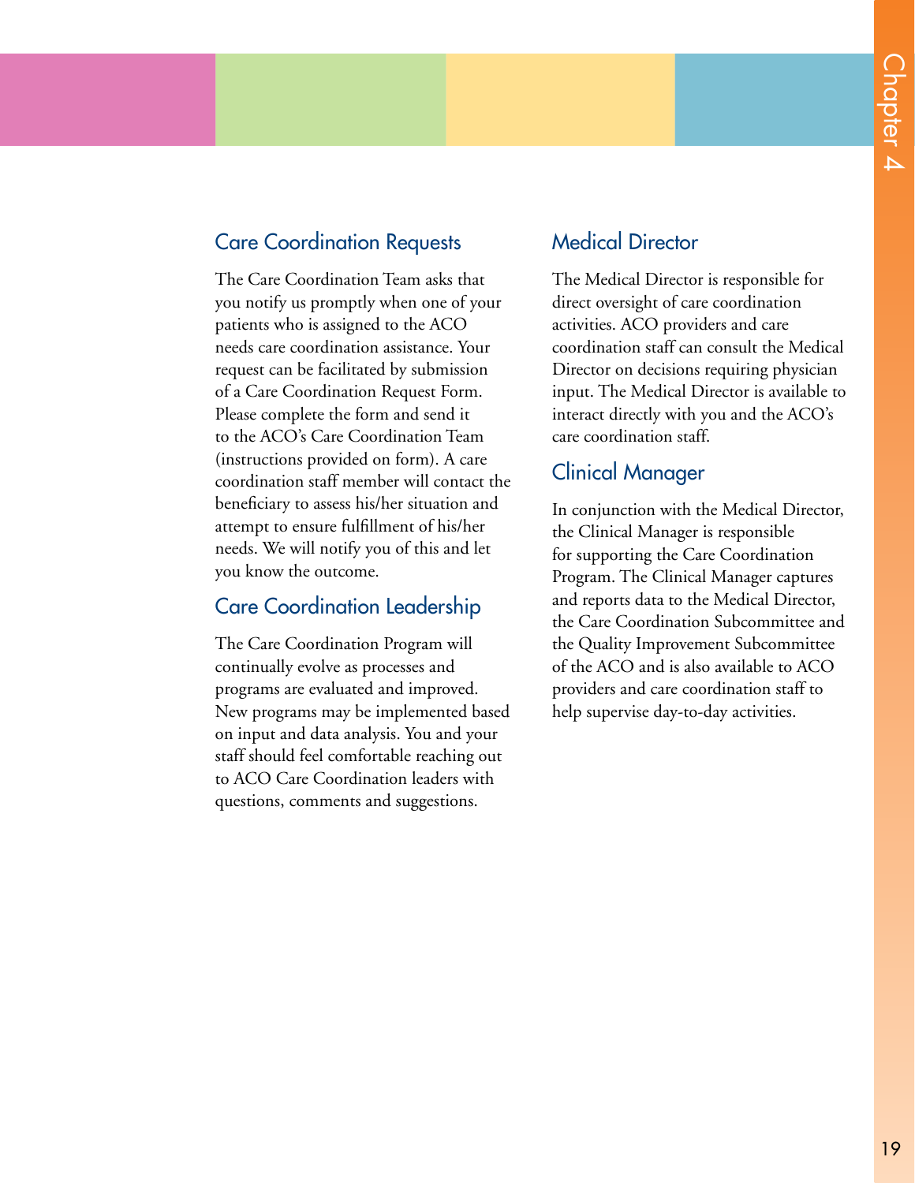## Care Coordination Requests

The Care Coordination Team asks that you notify us promptly when one of your patients who is assigned to the ACO needs care coordination assistance. Your request can be facilitated by submission of a Care Coordination Request Form. Please complete the form and send it to the ACO's Care Coordination Team (instructions provided on form). A care coordination staff member will contact the beneficiary to assess his/her situation and attempt to ensure fulfillment of his/her needs. We will notify you of this and let you know the outcome.

## Care Coordination Leadership

The Care Coordination Program will continually evolve as processes and programs are evaluated and improved. New programs may be implemented based on input and data analysis. You and your staff should feel comfortable reaching out to ACO Care Coordination leaders with questions, comments and suggestions.

## Medical Director

The Medical Director is responsible for direct oversight of care coordination activities. ACO providers and care coordination staff can consult the Medical Director on decisions requiring physician input. The Medical Director is available to interact directly with you and the ACO's care coordination staff.

## Clinical Manager

In conjunction with the Medical Director, the Clinical Manager is responsible for supporting the Care Coordination Program. The Clinical Manager captures and reports data to the Medical Director, the Care Coordination Subcommittee and the Quality Improvement Subcommittee of the ACO and is also available to ACO providers and care coordination staff to help supervise day-to-day activities.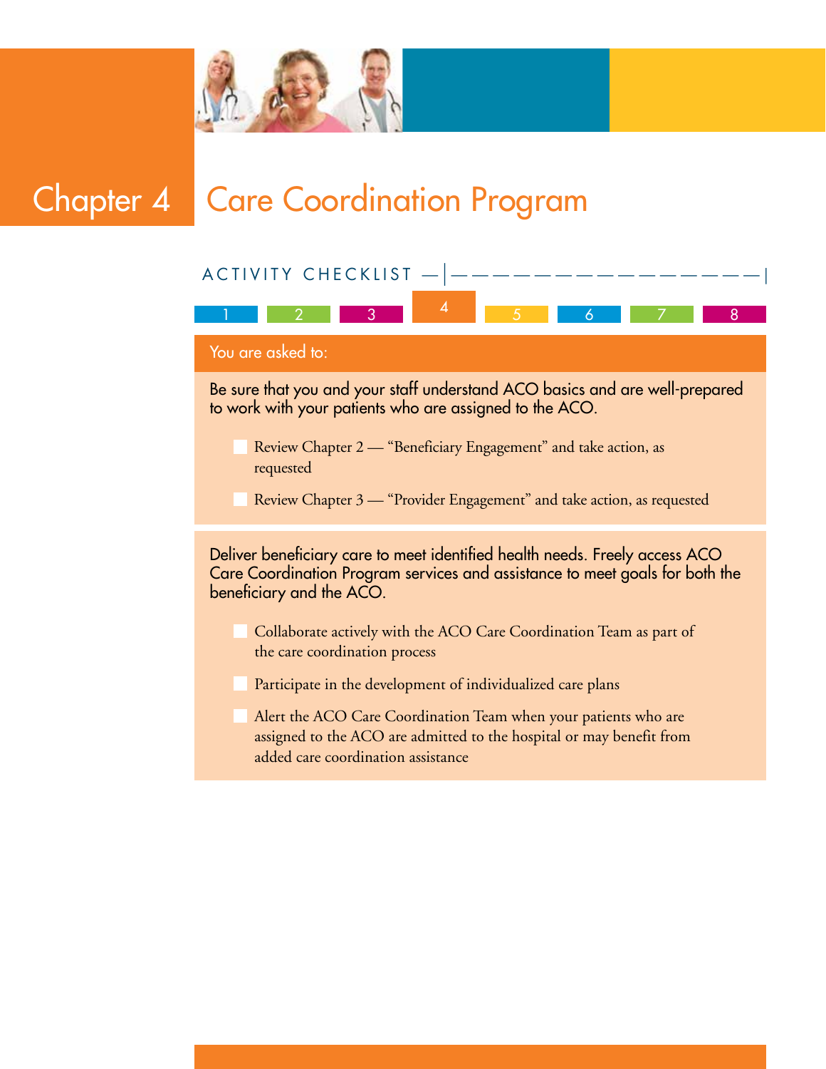# Chapter 4 Care Coordination Program

ACTIVITY CHECKLIST

1 2 3 4 5 6 7 8

**You are asked to:**

Be sure that you and your staff understand ACO basics and are well-prepared to work with your patients who are assigned to the ACO.

- [ ] Review Chapter 2 — "Beneficiary Engagement" and take action, as requested
- [ ] Review Chapter 3 — "Provider Engagement" and take action, as requested

Deliver beneficiary care to meet identified health needs. Freely access ACO Care Coordination Program services and assistance to meet goals for both the beneficiary and the ACO.

- [ ] Collaborate actively with the ACO Care Coordination Team as part of the care coordination process
- [ ] Participate in the development of individualized care plans
- [ ] Alert the ACO Care Coordination Team when your patients who are assigned to the ACO are admitted to the hospital or may benefit from added care coordination assistance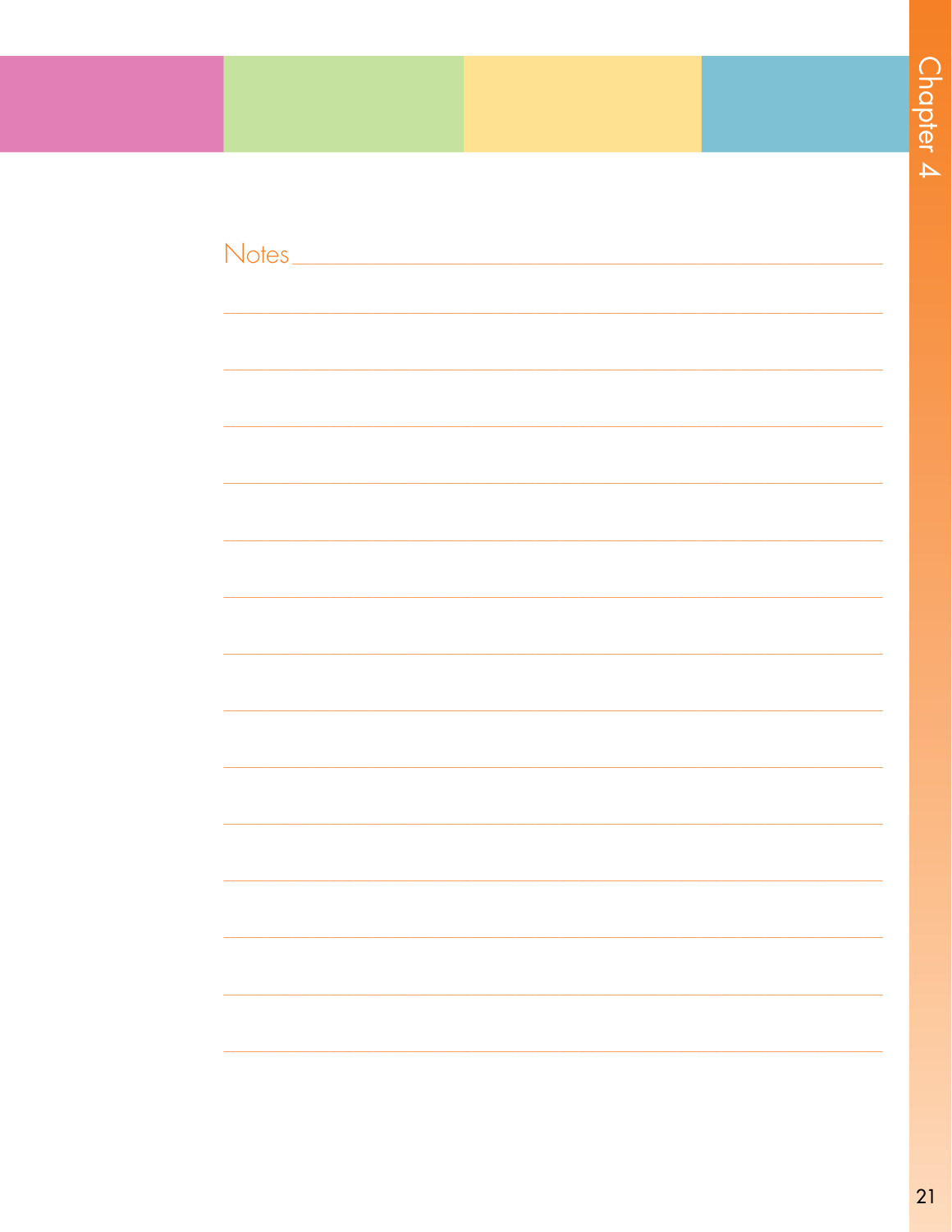Notes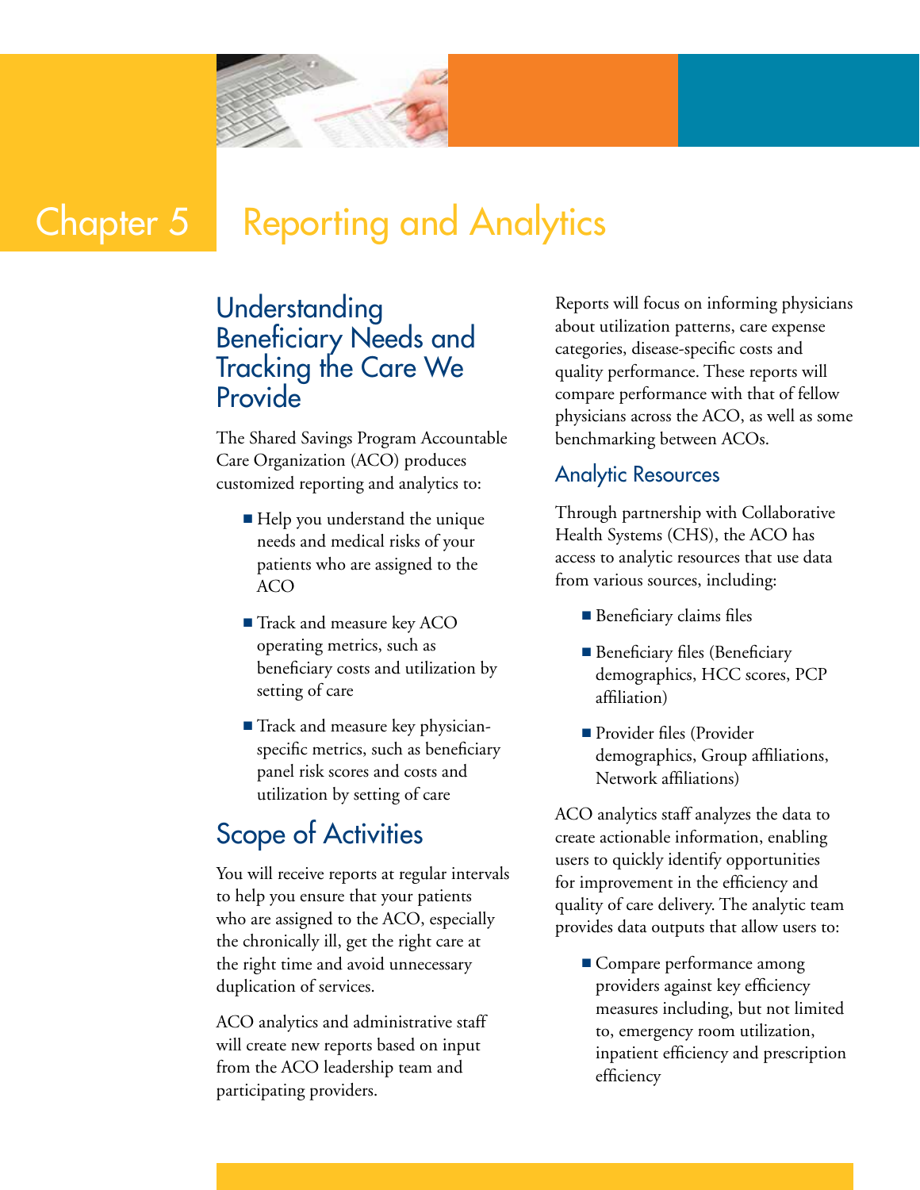# Chapter 5 Reporting and Analytics

## Understanding Beneficiary Needs and Tracking the Care We Provide

The Shared Savings Program Accountable Care Organization (ACO) produces customized reporting and analytics to:

- Help you understand the unique needs and medical risks of your patients who are assigned to the ACO
- Track and measure key ACO operating metrics, such as beneficiary costs and utilization by setting of care
- Track and measure key physician-specific metrics, such as beneficiary panel risk scores and costs and utilization by setting of care

## Scope of Activities

You will receive reports at regular intervals to help you ensure that your patients who are assigned to the ACO, especially the chronically ill, get the right care at the right time and avoid unnecessary duplication of services.

ACO analytics and administrative staff will create new reports based on input from the ACO leadership team and participating providers.

Reports will focus on informing physicians about utilization patterns, care expense categories, disease-specific costs and quality performance. These reports will compare performance with that of fellow physicians across the ACO, as well as some benchmarking between ACOs.

### Analytic Resources

Through partnership with Collaborative Health Systems (CHS), the ACO has access to analytic resources that use data from various sources, including:

- Beneficiary claims files
- Beneficiary files (Beneficiary demographics, HCC scores, PCP affiliation)
- Provider files (Provider demographics, Group affiliations, Network affiliations)

ACO analytics staff analyzes the data to create actionable information, enabling users to quickly identify opportunities for improvement in the efficiency and quality of care delivery. The analytic team provides data outputs that allow users to:

- Compare performance among providers against key efficiency measures including, but not limited to, emergency room utilization, inpatient efficiency and prescription efficiency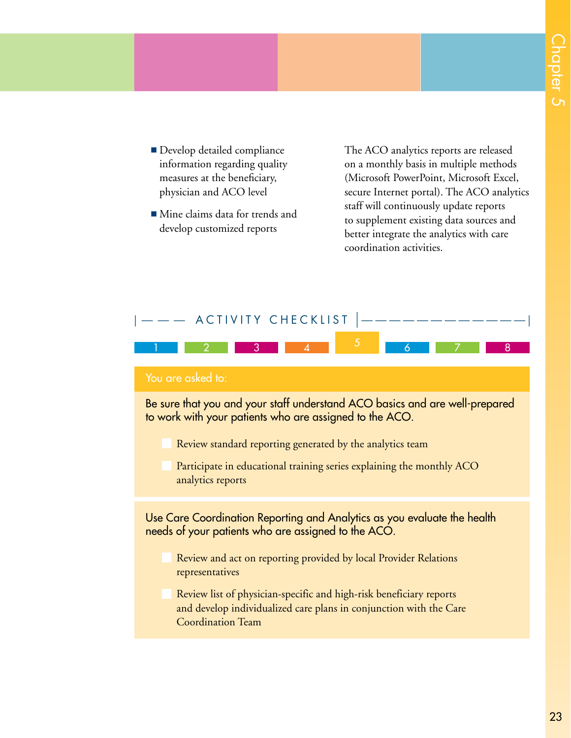- Develop detailed compliance information regarding quality measures at the beneficiary, physician and ACO level
- Mine claims data for trends and develop customized reports

The ACO analytics reports are released on a monthly basis in multiple methods (Microsoft PowerPoint, Microsoft Excel, secure Internet portal). The ACO analytics staff will continuously update reports to supplement existing data sources and better integrate the analytics with care coordination activities.

## ACTIVITY CHECKLIST

1 2 3 4 **5** 6 7 8

**You are asked to:**

**Be sure that you and your staff understand ACO basics and are well-prepared to work with your patients who are assigned to the ACO.**

- [ ] Review standard reporting generated by the analytics team
- [ ] Participate in educational training series explaining the monthly ACO analytics reports

**Use Care Coordination Reporting and Analytics as you evaluate the health needs of your patients who are assigned to the ACO.**

- [ ] Review and act on reporting provided by local Provider Relations representatives
- [ ] Review list of physician-specific and high-risk beneficiary reports and develop individualized care plans in conjunction with the Care Coordination Team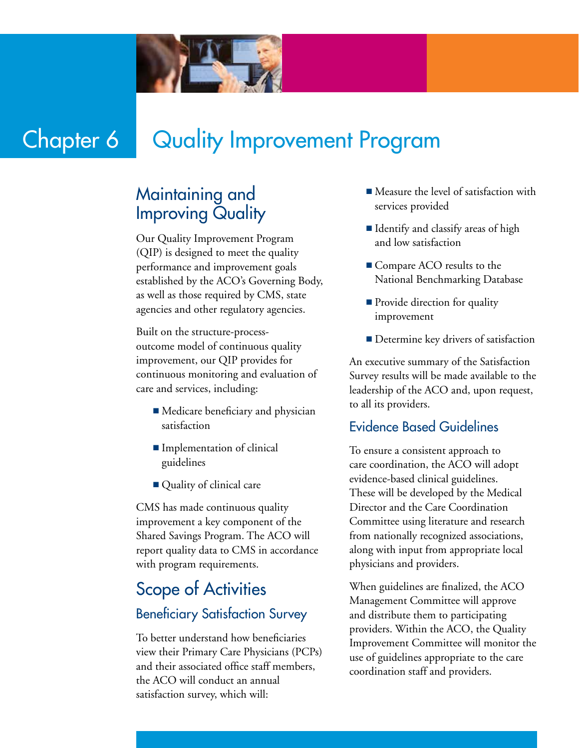# Chapter 6 Quality Improvement Program

## Maintaining and Improving Quality

Our Quality Improvement Program (QIP) is designed to meet the quality performance and improvement goals established by the ACO's Governing Body, as well as those required by CMS, state agencies and other regulatory agencies.

Built on the structure-process-outcome model of continuous quality improvement, our QIP provides for continuous monitoring and evaluation of care and services, including:

- Medicare beneficiary and physician satisfaction
- Implementation of clinical guidelines
- Quality of clinical care

CMS has made continuous quality improvement a key component of the Shared Savings Program. The ACO will report quality data to CMS in accordance with program requirements.

## Scope of Activities

### Beneficiary Satisfaction Survey

To better understand how beneficiaries view their Primary Care Physicians (PCPs) and their associated office staff members, the ACO will conduct an annual satisfaction survey, which will:

- Measure the level of satisfaction with services provided
- Identify and classify areas of high and low satisfaction
- Compare ACO results to the National Benchmarking Database
- Provide direction for quality improvement
- Determine key drivers of satisfaction

An executive summary of the Satisfaction Survey results will be made available to the leadership of the ACO and, upon request, to all its providers.

### Evidence Based Guidelines

To ensure a consistent approach to care coordination, the ACO will adopt evidence-based clinical guidelines. These will be developed by the Medical Director and the Care Coordination Committee using literature and research from nationally recognized associations, along with input from appropriate local physicians and providers.

When guidelines are finalized, the ACO Management Committee will approve and distribute them to participating providers. Within the ACO, the Quality Improvement Committee will monitor the use of guidelines appropriate to the care coordination staff and providers.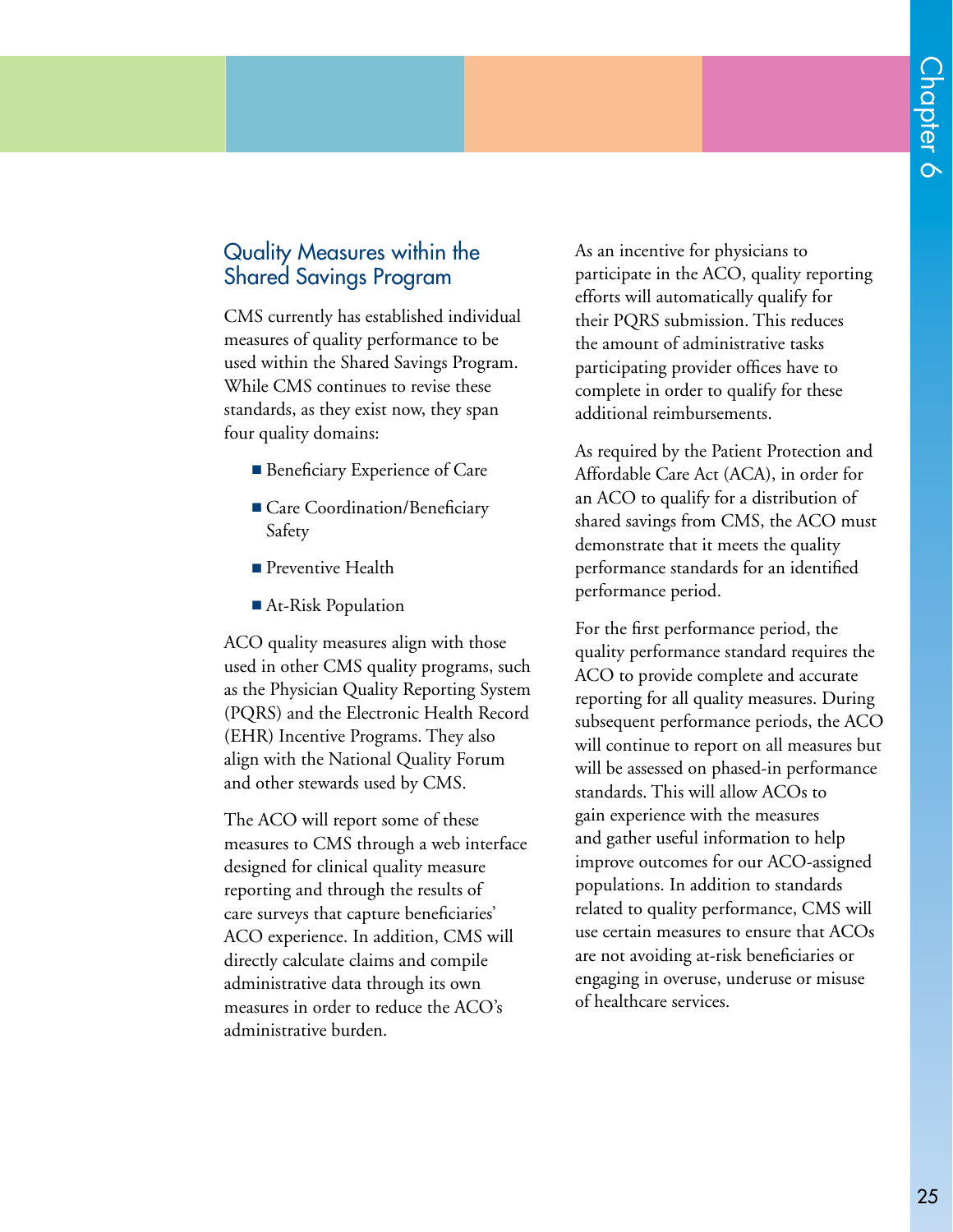## Quality Measures within the Shared Savings Program

CMS currently has established individual measures of quality performance to be used within the Shared Savings Program. While CMS continues to revise these standards, as they exist now, they span four quality domains:

- Beneficiary Experience of Care
- Care Coordination/Beneficiary Safety
- Preventive Health
- At-Risk Population

ACO quality measures align with those used in other CMS quality programs, such as the Physician Quality Reporting System (PQRS) and the Electronic Health Record (EHR) Incentive Programs. They also align with the National Quality Forum and other stewards used by CMS.

The ACO will report some of these measures to CMS through a web interface designed for clinical quality measure reporting and through the results of care surveys that capture beneficiaries' ACO experience. In addition, CMS will directly calculate claims and compile administrative data through its own measures in order to reduce the ACO's administrative burden.

As an incentive for physicians to participate in the ACO, quality reporting efforts will automatically qualify for their PQRS submission. This reduces the amount of administrative tasks participating provider offices have to complete in order to qualify for these additional reimbursements.

As required by the Patient Protection and Affordable Care Act (ACA), in order for an ACO to qualify for a distribution of shared savings from CMS, the ACO must demonstrate that it meets the quality performance standards for an identified performance period.

For the first performance period, the quality performance standard requires the ACO to provide complete and accurate reporting for all quality measures. During subsequent performance periods, the ACO will continue to report on all measures but will be assessed on phased-in performance standards. This will allow ACOs to gain experience with the measures and gather useful information to help improve outcomes for our ACO-assigned populations. In addition to standards related to quality performance, CMS will use certain measures to ensure that ACOs are not avoiding at-risk beneficiaries or engaging in overuse, underuse or misuse of healthcare services.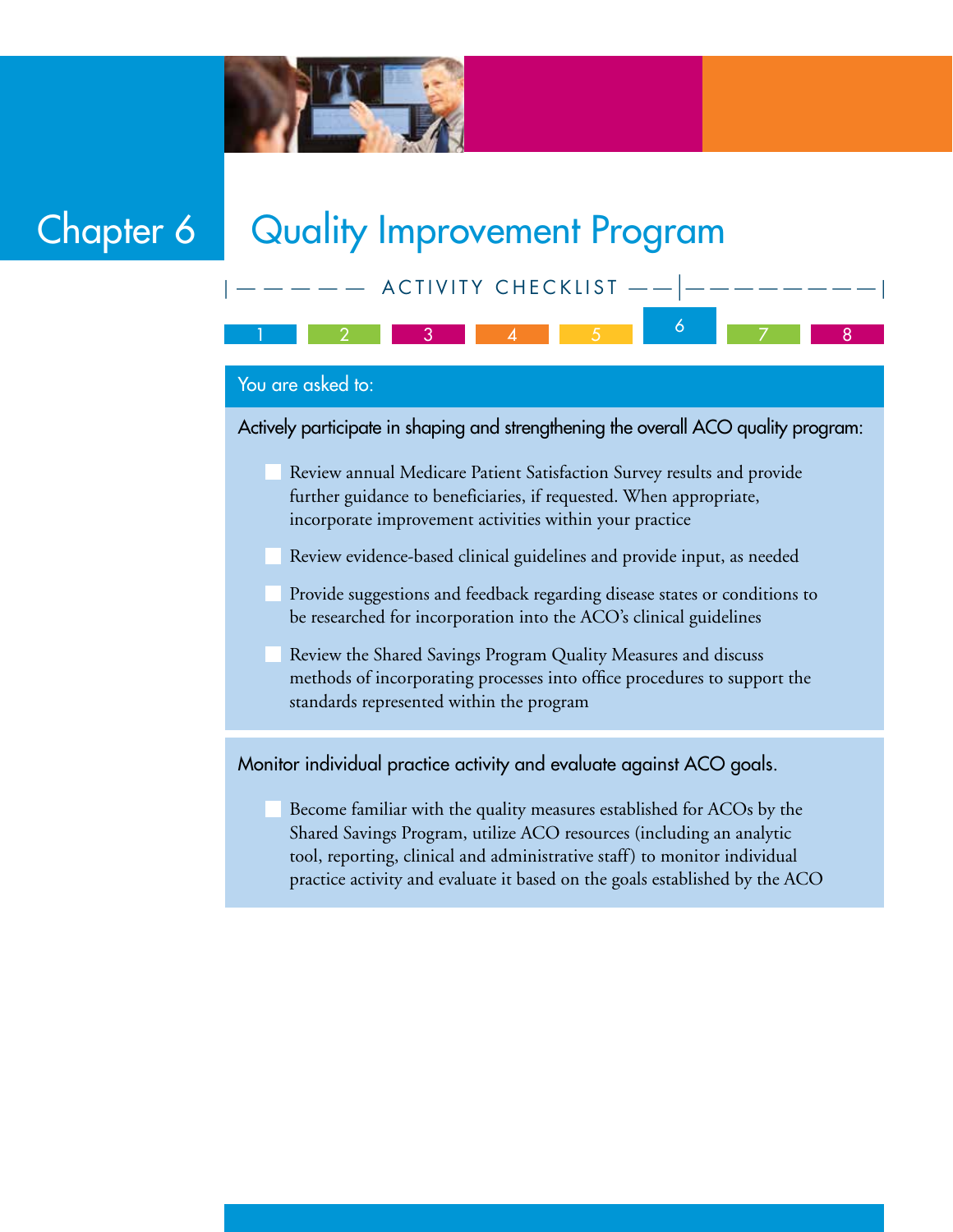# Chapter 6 Quality Improvement Program

ACTIVITY CHECKLIST

1 2 3 4 5 6 7 8

**You are asked to:**

**Actively participate in shaping and strengthening the overall ACO quality program:**

- Review annual Medicare Patient Satisfaction Survey results and provide further guidance to beneficiaries, if requested. When appropriate, incorporate improvement activities within your practice
- Review evidence-based clinical guidelines and provide input, as needed
- Provide suggestions and feedback regarding disease states or conditions to be researched for incorporation into the ACO's clinical guidelines
- Review the Shared Savings Program Quality Measures and discuss methods of incorporating processes into office procedures to support the standards represented within the program

**Monitor individual practice activity and evaluate against ACO goals.**

- Become familiar with the quality measures established for ACOs by the Shared Savings Program, utilize ACO resources (including an analytic tool, reporting, clinical and administrative staff) to monitor individual practice activity and evaluate it based on the goals established by the ACO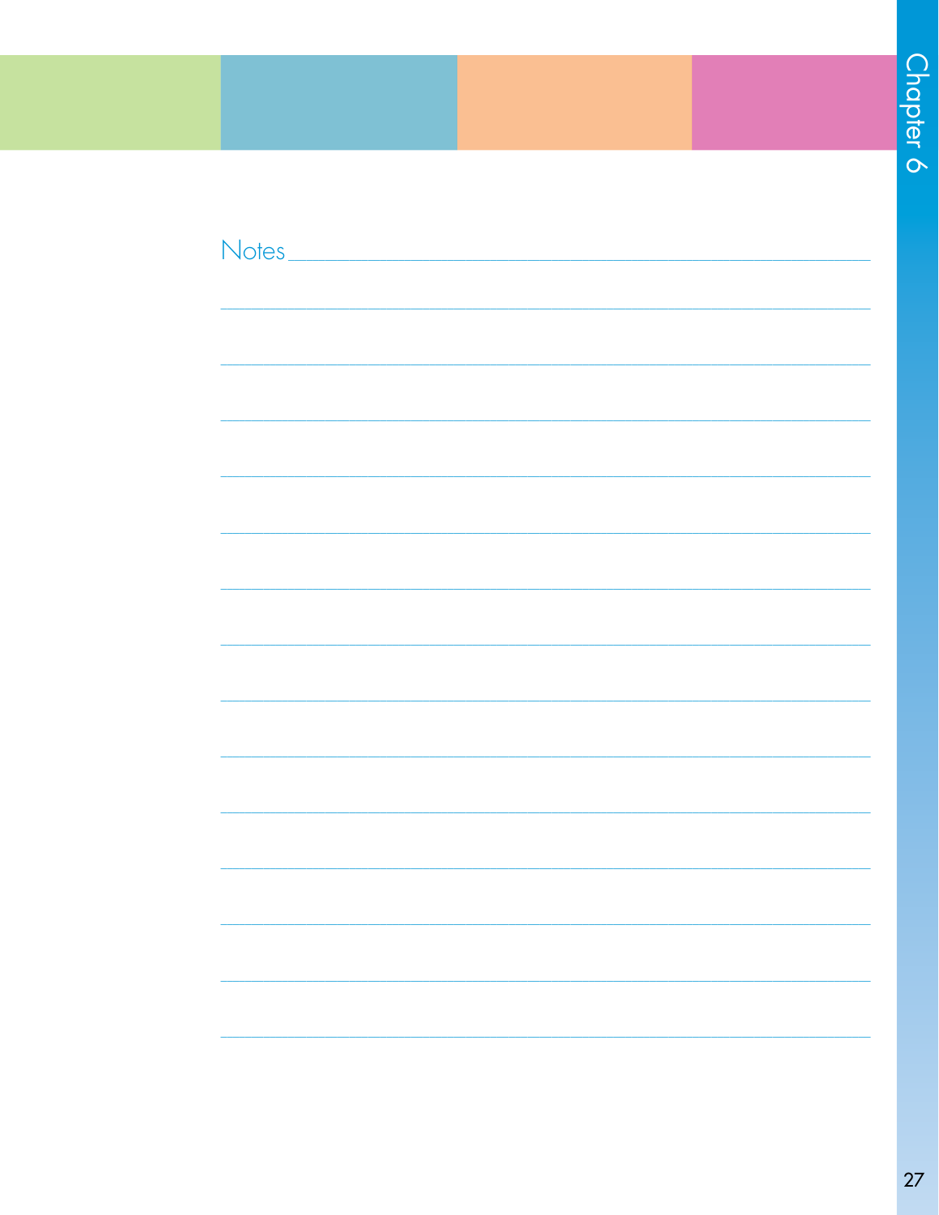Notes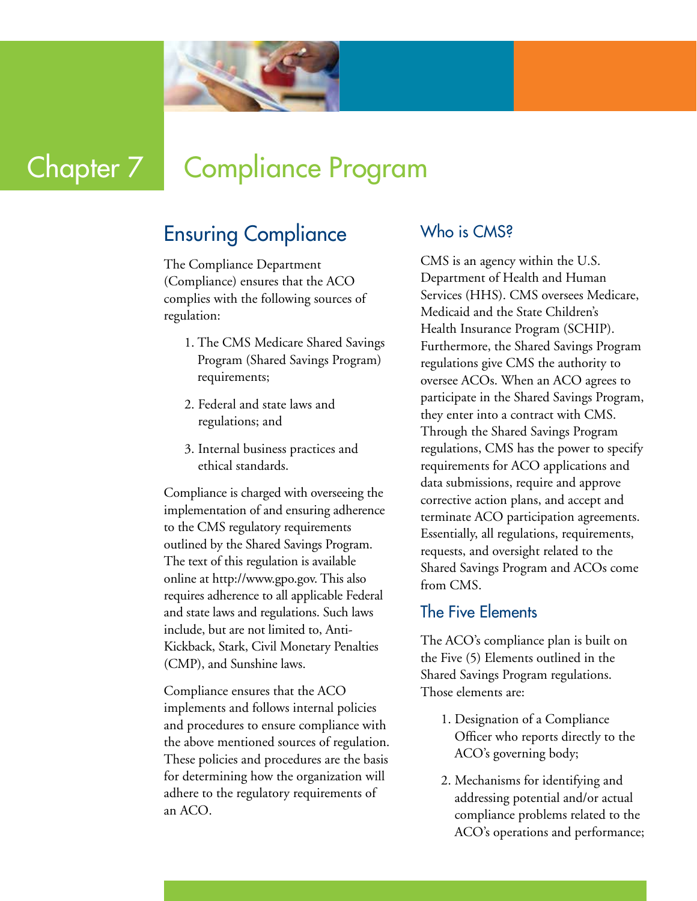# Chapter 7 Compliance Program

## Ensuring Compliance

The Compliance Department (Compliance) ensures that the ACO complies with the following sources of regulation:

1. The CMS Medicare Shared Savings Program (Shared Savings Program) requirements;
2. Federal and state laws and regulations; and
3. Internal business practices and ethical standards.

Compliance is charged with overseeing the implementation of and ensuring adherence to the CMS regulatory requirements outlined by the Shared Savings Program. The text of this regulation is available online at http://www.gpo.gov. This also requires adherence to all applicable Federal and state laws and regulations. Such laws include, but are not limited to, Anti-Kickback, Stark, Civil Monetary Penalties (CMP), and Sunshine laws.

Compliance ensures that the ACO implements and follows internal policies and procedures to ensure compliance with the above mentioned sources of regulation. These policies and procedures are the basis for determining how the organization will adhere to the regulatory requirements of an ACO.

## Who is CMS?

CMS is an agency within the U.S. Department of Health and Human Services (HHS). CMS oversees Medicare, Medicaid and the State Children's Health Insurance Program (SCHIP). Furthermore, the Shared Savings Program regulations give CMS the authority to oversee ACOs. When an ACO agrees to participate in the Shared Savings Program, they enter into a contract with CMS. Through the Shared Savings Program regulations, CMS has the power to specify requirements for ACO applications and data submissions, require and approve corrective action plans, and accept and terminate ACO participation agreements. Essentially, all regulations, requirements, requests, and oversight related to the Shared Savings Program and ACOs come from CMS.

## The Five Elements

The ACO's compliance plan is built on the Five (5) Elements outlined in the Shared Savings Program regulations. Those elements are:

1. Designation of a Compliance Officer who reports directly to the ACO's governing body;
2. Mechanisms for identifying and addressing potential and/or actual compliance problems related to the ACO's operations and performance;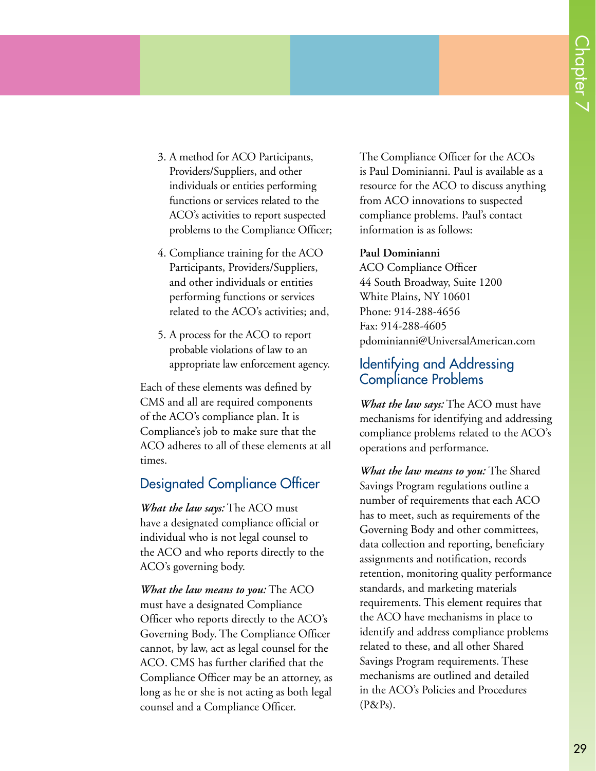3. A method for ACO Participants, Providers/Suppliers, and other individuals or entities performing functions or services related to the ACO's activities to report suspected problems to the Compliance Officer;

4. Compliance training for the ACO Participants, Providers/Suppliers, and other individuals or entities performing functions or services related to the ACO's activities; and,

5. A process for the ACO to report probable violations of law to an appropriate law enforcement agency.

Each of these elements was defined by CMS and all are required components of the ACO's compliance plan. It is Compliance's job to make sure that the ACO adheres to all of these elements at all times.

## Designated Compliance Officer

***What the law says:*** The ACO must have a designated compliance official or individual who is not legal counsel to the ACO and who reports directly to the ACO's governing body.

***What the law means to you:*** The ACO must have a designated Compliance Officer who reports directly to the ACO's Governing Body. The Compliance Officer cannot, by law, act as legal counsel for the ACO. CMS has further clarified that the Compliance Officer may be an attorney, as long as he or she is not acting as both legal counsel and a Compliance Officer.

The Compliance Officer for the ACOs is Paul Dominianni. Paul is available as a resource for the ACO to discuss anything from ACO innovations to suspected compliance problems. Paul's contact information is as follows:

**Paul Dominianni**
ACO Compliance Officer
44 South Broadway, Suite 1200
White Plains, NY 10601
Phone: 914-288-4656
Fax: 914-288-4605
pdominianni@UniversalAmerican.com

## Identifying and Addressing Compliance Problems

***What the law says:*** The ACO must have mechanisms for identifying and addressing compliance problems related to the ACO's operations and performance.

***What the law means to you:*** The Shared Savings Program regulations outline a number of requirements that each ACO has to meet, such as requirements of the Governing Body and other committees, data collection and reporting, beneficiary assignments and notification, records retention, monitoring quality performance standards, and marketing materials requirements. This element requires that the ACO have mechanisms in place to identify and address compliance problems related to these, and all other Shared Savings Program requirements. These mechanisms are outlined and detailed in the ACO's Policies and Procedures (P&Ps).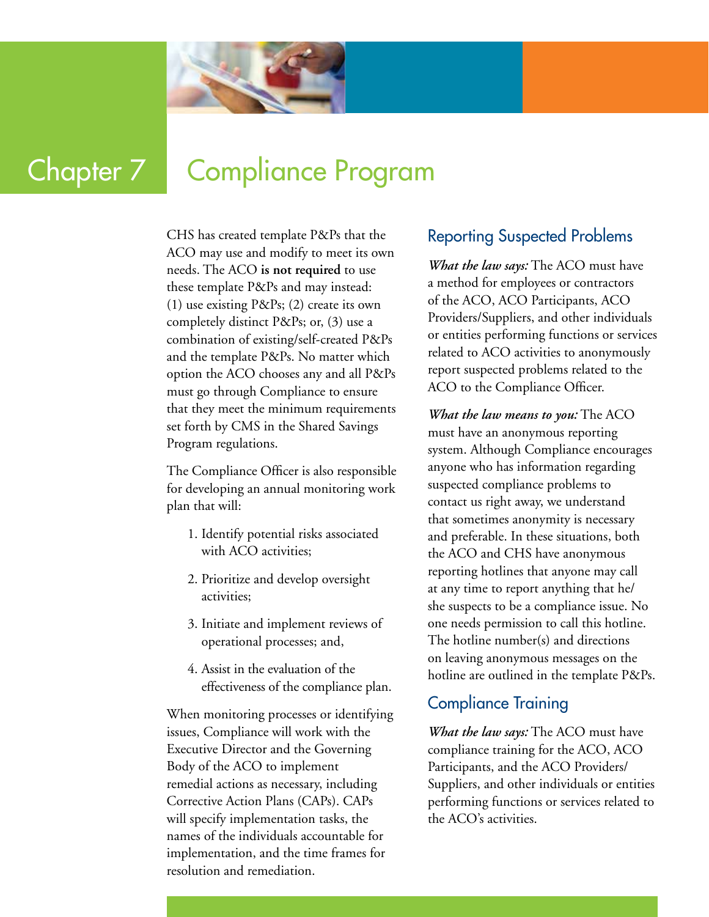# Chapter 7 Compliance Program

CHS has created template P&Ps that the ACO may use and modify to meet its own needs. The ACO **is not required** to use these template P&Ps and may instead: (1) use existing P&Ps; (2) create its own completely distinct P&Ps; or, (3) use a combination of existing/self-created P&Ps and the template P&Ps. No matter which option the ACO chooses any and all P&Ps must go through Compliance to ensure that they meet the minimum requirements set forth by CMS in the Shared Savings Program regulations.

The Compliance Officer is also responsible for developing an annual monitoring work plan that will:

1. Identify potential risks associated with ACO activities;
2. Prioritize and develop oversight activities;
3. Initiate and implement reviews of operational processes; and,
4. Assist in the evaluation of the effectiveness of the compliance plan.

When monitoring processes or identifying issues, Compliance will work with the Executive Director and the Governing Body of the ACO to implement remedial actions as necessary, including Corrective Action Plans (CAPs). CAPs will specify implementation tasks, the names of the individuals accountable for implementation, and the time frames for resolution and remediation.

## Reporting Suspected Problems

***What the law says:*** The ACO must have a method for employees or contractors of the ACO, ACO Participants, ACO Providers/Suppliers, and other individuals or entities performing functions or services related to ACO activities to anonymously report suspected problems related to the ACO to the Compliance Officer.

***What the law means to you:*** The ACO must have an anonymous reporting system. Although Compliance encourages anyone who has information regarding suspected compliance problems to contact us right away, we understand that sometimes anonymity is necessary and preferable. In these situations, both the ACO and CHS have anonymous reporting hotlines that anyone may call at any time to report anything that he/she suspects to be a compliance issue. No one needs permission to call this hotline. The hotline number(s) and directions on leaving anonymous messages on the hotline are outlined in the template P&Ps.

## Compliance Training

***What the law says:*** The ACO must have compliance training for the ACO, ACO Participants, and the ACO Providers/Suppliers, and other individuals or entities performing functions or services related to the ACO's activities.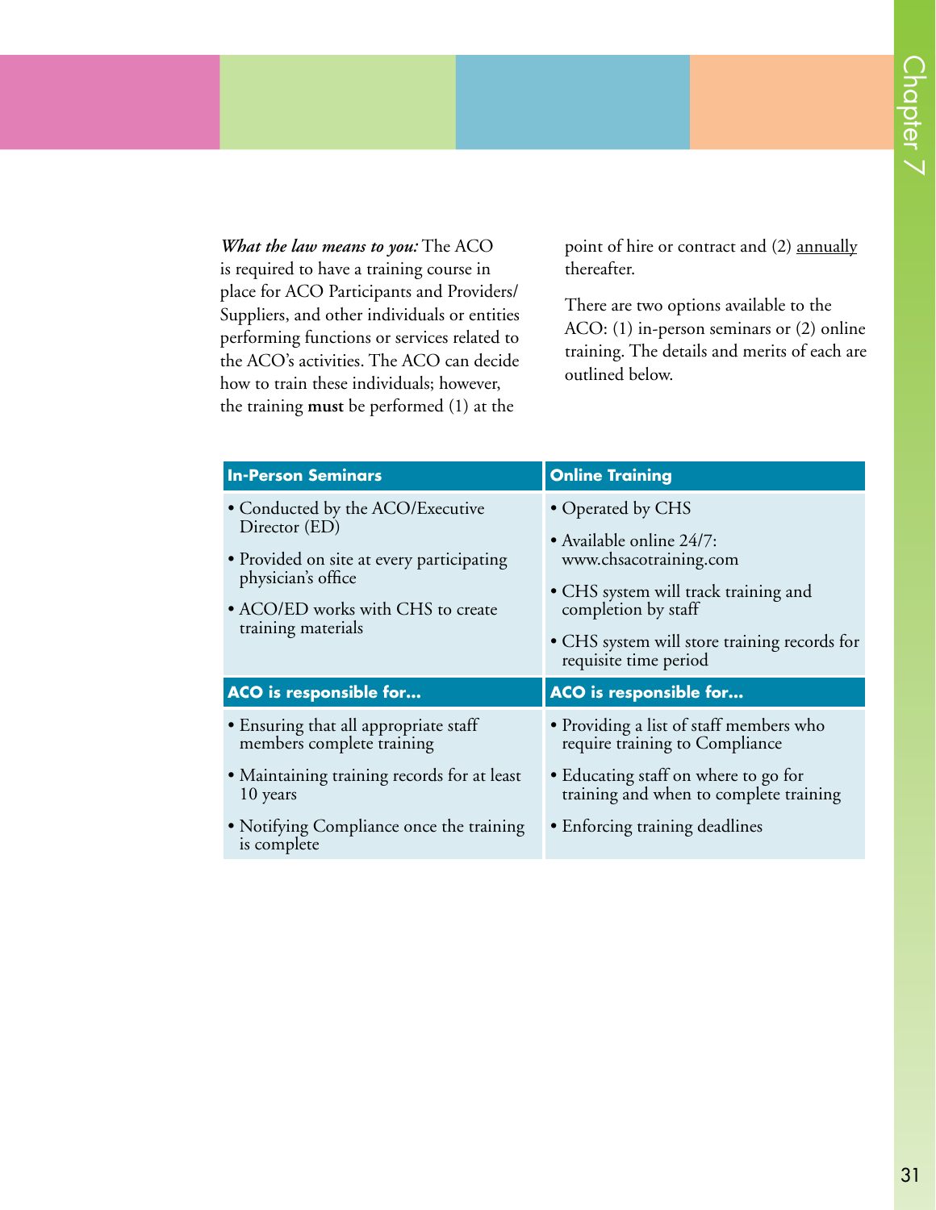*What the law means to you:* The ACO is required to have a training course in place for ACO Participants and Providers/Suppliers, and other individuals or entities performing functions or services related to the ACO's activities. The ACO can decide how to train these individuals; however, the training **must** be performed (1) at the point of hire or contract and (2) annually thereafter.

There are two options available to the ACO: (1) in-person seminars or (2) online training. The details and merits of each are outlined below.

| In-Person Seminars | Online Training |
| --- | --- |
| • Conducted by the ACO/Executive Director (ED)<br>• Provided on site at every participating physician's office<br>• ACO/ED works with CHS to create training materials | • Operated by CHS<br>• Available online 24/7: www.chsacotraining.com<br>• CHS system will track training and completion by staff<br>• CHS system will store training records for requisite time period |
| **ACO is responsible for…** | **ACO is responsible for…** |
| • Ensuring that all appropriate staff members complete training<br>• Maintaining training records for at least 10 years<br>• Notifying Compliance once the training is complete | • Providing a list of staff members who require training to Compliance<br>• Educating staff on where to go for training and when to complete training<br>• Enforcing training deadlines |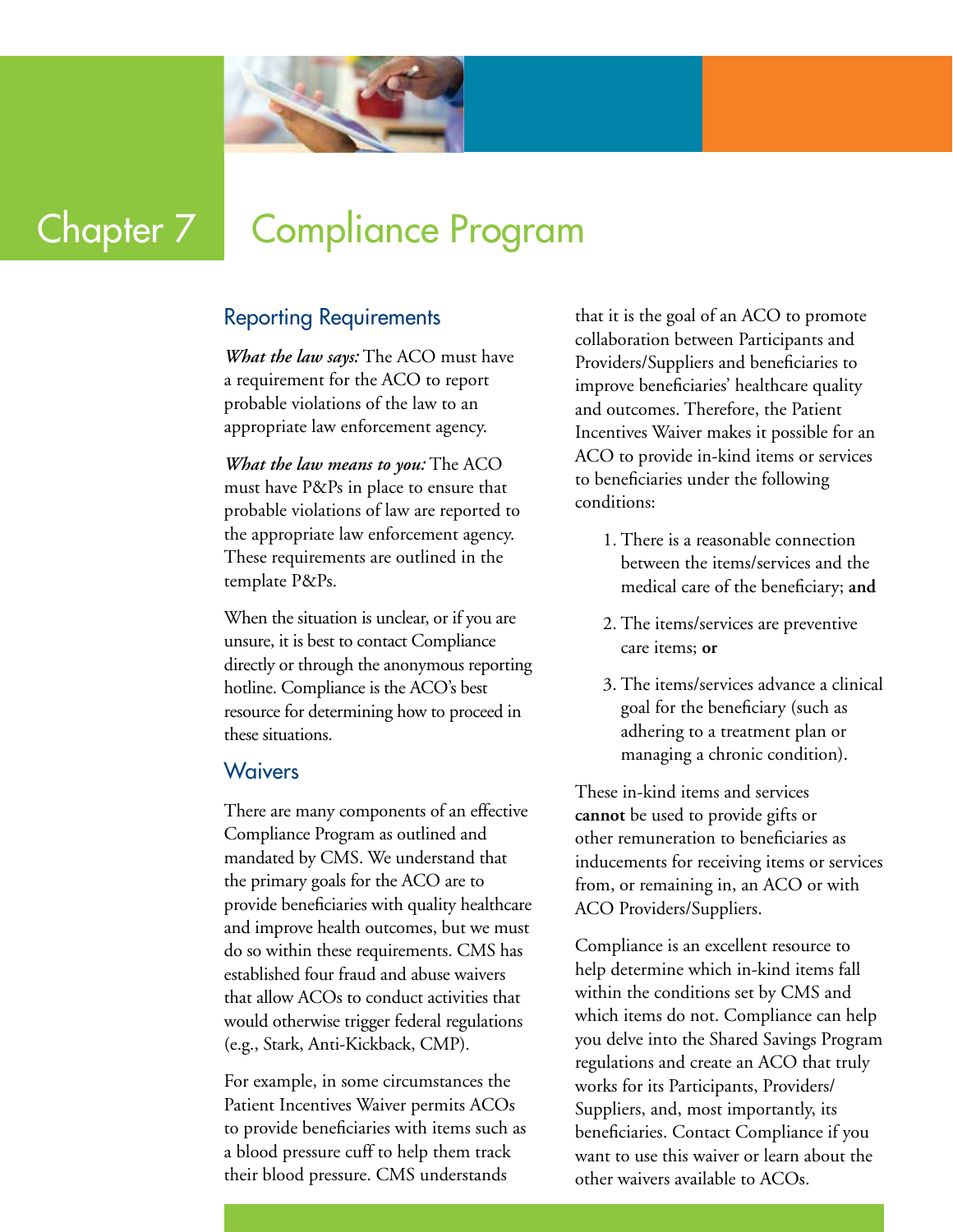# Chapter 7 Compliance Program

## Reporting Requirements

***What the law says:*** The ACO must have a requirement for the ACO to report probable violations of the law to an appropriate law enforcement agency.

***What the law means to you:*** The ACO must have P&Ps in place to ensure that probable violations of law are reported to the appropriate law enforcement agency. These requirements are outlined in the template P&Ps.

When the situation is unclear, or if you are unsure, it is best to contact Compliance directly or through the anonymous reporting hotline. Compliance is the ACO's best resource for determining how to proceed in these situations.

## Waivers

There are many components of an effective Compliance Program as outlined and mandated by CMS. We understand that the primary goals for the ACO are to provide beneficiaries with quality healthcare and improve health outcomes, but we must do so within these requirements. CMS has established four fraud and abuse waivers that allow ACOs to conduct activities that would otherwise trigger federal regulations (e.g., Stark, Anti-Kickback, CMP).

For example, in some circumstances the Patient Incentives Waiver permits ACOs to provide beneficiaries with items such as a blood pressure cuff to help them track their blood pressure. CMS understands that it is the goal of an ACO to promote collaboration between Participants and Providers/Suppliers and beneficiaries to improve beneficiaries' healthcare quality and outcomes. Therefore, the Patient Incentives Waiver makes it possible for an ACO to provide in-kind items or services to beneficiaries under the following conditions:

1. There is a reasonable connection between the items/services and the medical care of the beneficiary; **and**
2. The items/services are preventive care items; **or**
3. The items/services advance a clinical goal for the beneficiary (such as adhering to a treatment plan or managing a chronic condition).

These in-kind items and services **cannot** be used to provide gifts or other remuneration to beneficiaries as inducements for receiving items or services from, or remaining in, an ACO or with ACO Providers/Suppliers.

Compliance is an excellent resource to help determine which in-kind items fall within the conditions set by CMS and which items do not. Compliance can help you delve into the Shared Savings Program regulations and create an ACO that truly works for its Participants, Providers/Suppliers, and, most importantly, its beneficiaries. Contact Compliance if you want to use this waiver or learn about the other waivers available to ACOs.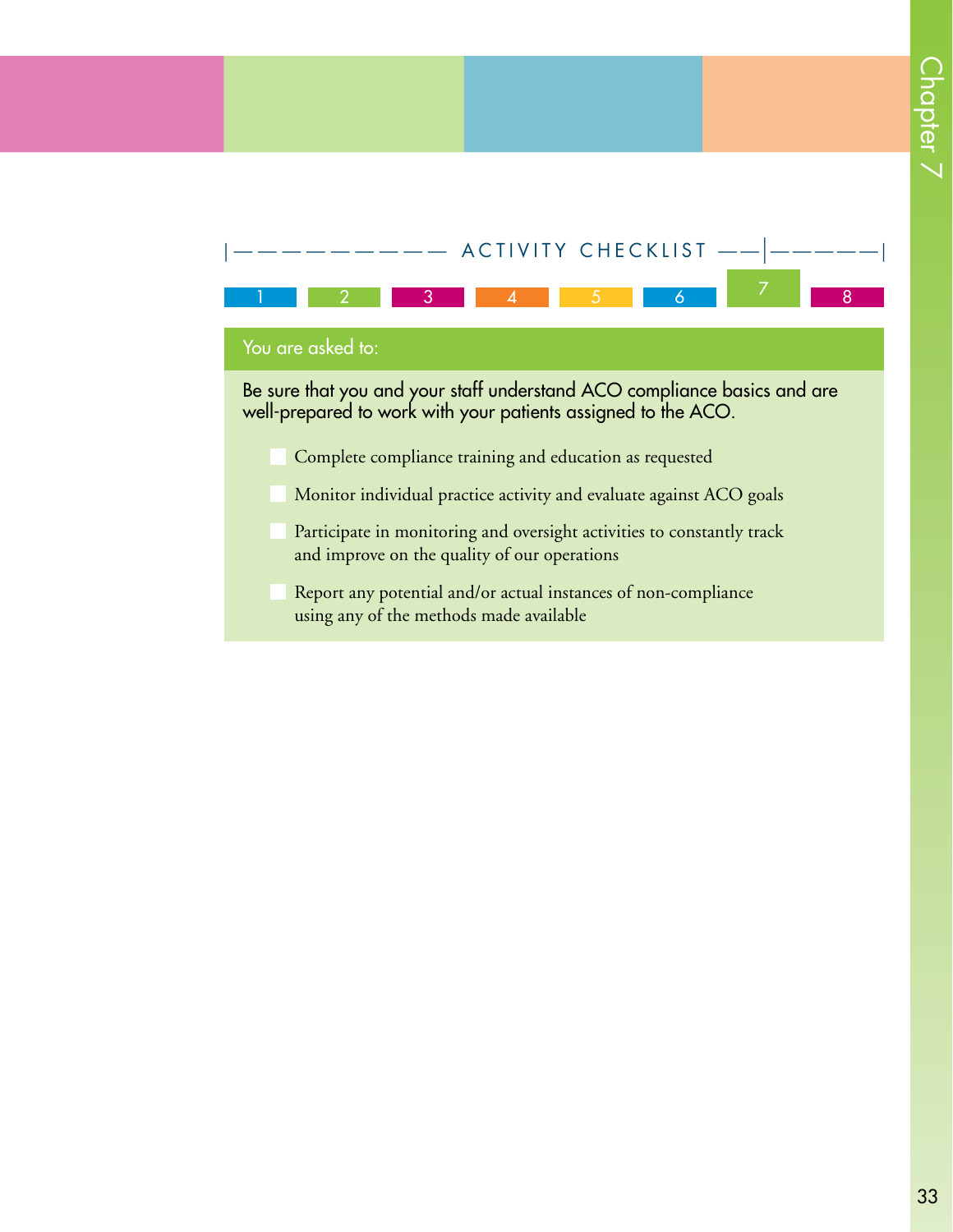## ACTIVITY CHECKLIST

1 2 3 4 5 6 7 8

**You are asked to:**

Be sure that you and your staff understand ACO compliance basics and are well-prepared to work with your patients assigned to the ACO.

- [ ] Complete compliance training and education as requested
- [ ] Monitor individual practice activity and evaluate against ACO goals
- [ ] Participate in monitoring and oversight activities to constantly track and improve on the quality of our operations
- [ ] Report any potential and/or actual instances of non-compliance using any of the methods made available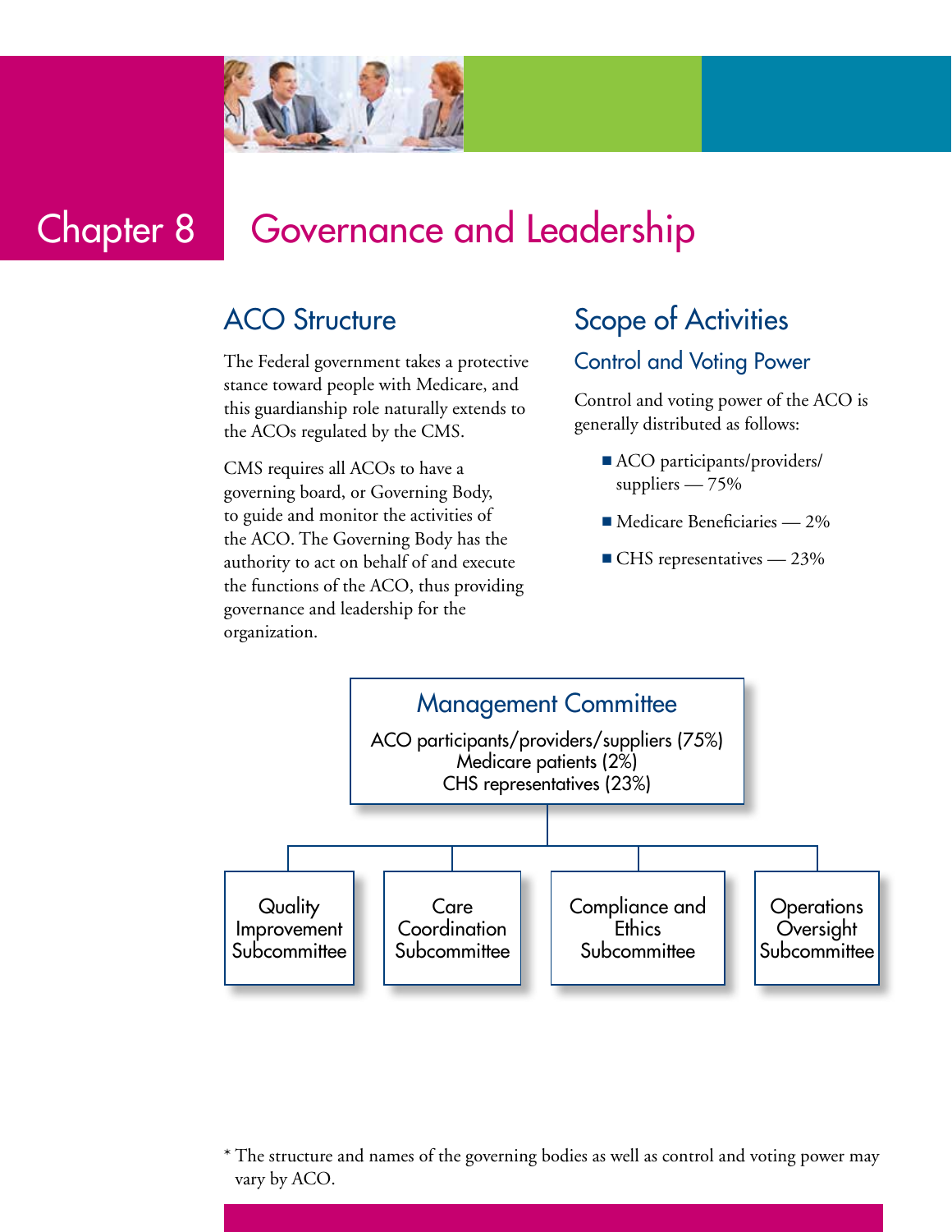# Chapter 8 Governance and Leadership

## ACO Structure

The Federal government takes a protective stance toward people with Medicare, and this guardianship role naturally extends to the ACOs regulated by the CMS.

CMS requires all ACOs to have a governing board, or Governing Body, to guide and monitor the activities of the ACO. The Governing Body has the authority to act on behalf of and execute the functions of the ACO, thus providing governance and leadership for the organization.

## Scope of Activities

### Control and Voting Power

Control and voting power of the ACO is generally distributed as follows:

- ACO participants/providers/suppliers — 75%
- Medicare Beneficiaries — 2%
- CHS representatives — 23%

Management Committee

ACO participants/providers/suppliers (75%)
Medicare patients (2%)
CHS representatives (23%)

Quality Improvement Subcommittee

Care Coordination Subcommittee

Compliance and Ethics Subcommittee

Operations Oversight Subcommittee

* The structure and names of the governing bodies as well as control and voting power may vary by ACO.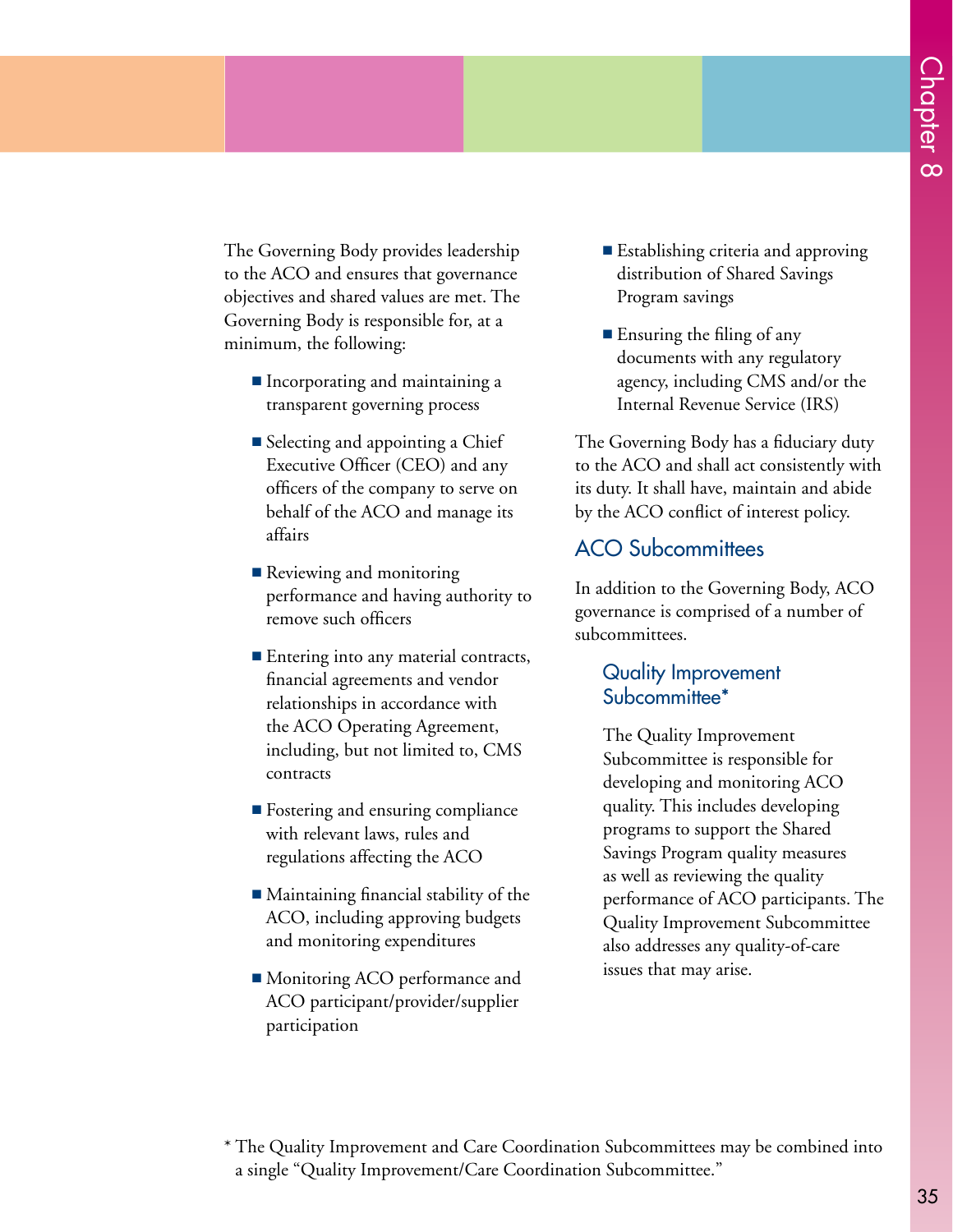The Governing Body provides leadership to the ACO and ensures that governance objectives and shared values are met. The Governing Body is responsible for, at a minimum, the following:

- Incorporating and maintaining a transparent governing process
- Selecting and appointing a Chief Executive Officer (CEO) and any officers of the company to serve on behalf of the ACO and manage its affairs
- Reviewing and monitoring performance and having authority to remove such officers
- Entering into any material contracts, financial agreements and vendor relationships in accordance with the ACO Operating Agreement, including, but not limited to, CMS contracts
- Fostering and ensuring compliance with relevant laws, rules and regulations affecting the ACO
- Maintaining financial stability of the ACO, including approving budgets and monitoring expenditures
- Monitoring ACO performance and ACO participant/provider/supplier participation
- Establishing criteria and approving distribution of Shared Savings Program savings
- Ensuring the filing of any documents with any regulatory agency, including CMS and/or the Internal Revenue Service (IRS)

The Governing Body has a fiduciary duty to the ACO and shall act consistently with its duty. It shall have, maintain and abide by the ACO conflict of interest policy.

## ACO Subcommittees

In addition to the Governing Body, ACO governance is comprised of a number of subcommittees.

### Quality Improvement Subcommittee*

The Quality Improvement Subcommittee is responsible for developing and monitoring ACO quality. This includes developing programs to support the Shared Savings Program quality measures as well as reviewing the quality performance of ACO participants. The Quality Improvement Subcommittee also addresses any quality-of-care issues that may arise.

* The Quality Improvement and Care Coordination Subcommittees may be combined into a single "Quality Improvement/Care Coordination Subcommittee."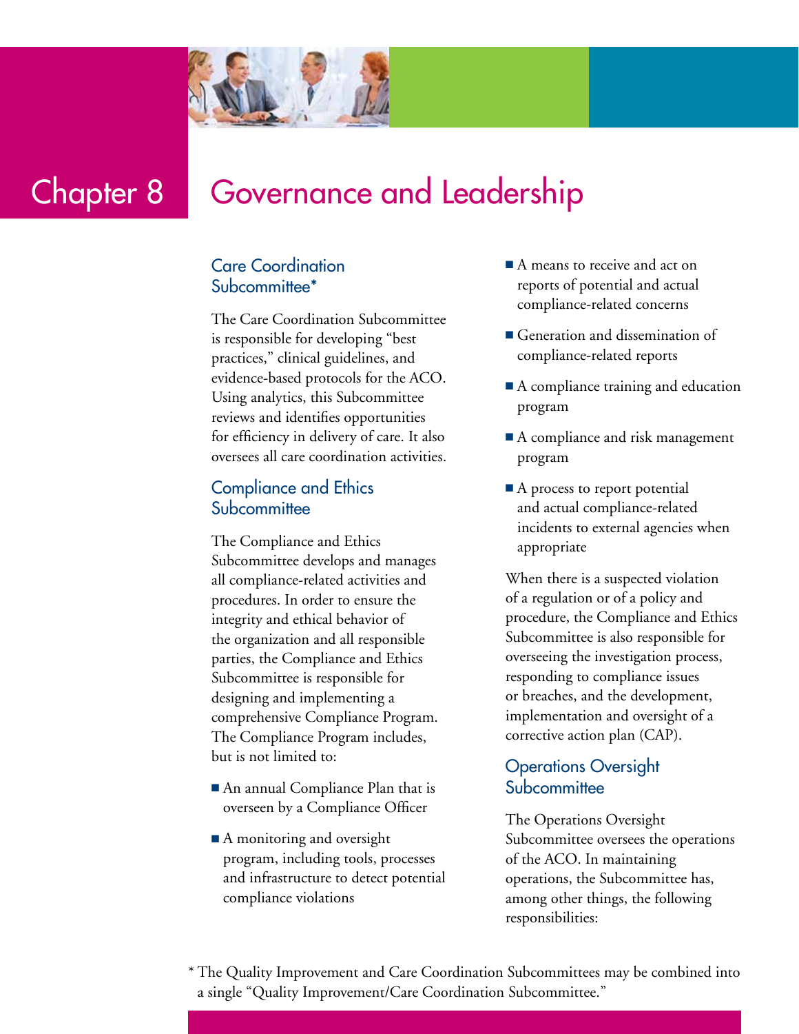# Chapter 8 Governance and Leadership

### Care Coordination Subcommittee*

The Care Coordination Subcommittee is responsible for developing "best practices," clinical guidelines, and evidence-based protocols for the ACO. Using analytics, this Subcommittee reviews and identifies opportunities for efficiency in delivery of care. It also oversees all care coordination activities.

### Compliance and Ethics Subcommittee

The Compliance and Ethics Subcommittee develops and manages all compliance-related activities and procedures. In order to ensure the integrity and ethical behavior of the organization and all responsible parties, the Compliance and Ethics Subcommittee is responsible for designing and implementing a comprehensive Compliance Program. The Compliance Program includes, but is not limited to:

- An annual Compliance Plan that is overseen by a Compliance Officer
- A monitoring and oversight program, including tools, processes and infrastructure to detect potential compliance violations
- A means to receive and act on reports of potential and actual compliance-related concerns
- Generation and dissemination of compliance-related reports
- A compliance training and education program
- A compliance and risk management program
- A process to report potential and actual compliance-related incidents to external agencies when appropriate

When there is a suspected violation of a regulation or of a policy and procedure, the Compliance and Ethics Subcommittee is also responsible for overseeing the investigation process, responding to compliance issues or breaches, and the development, implementation and oversight of a corrective action plan (CAP).

### Operations Oversight Subcommittee

The Operations Oversight Subcommittee oversees the operations of the ACO. In maintaining operations, the Subcommittee has, among other things, the following responsibilities:

* The Quality Improvement and Care Coordination Subcommittees may be combined into a single "Quality Improvement/Care Coordination Subcommittee."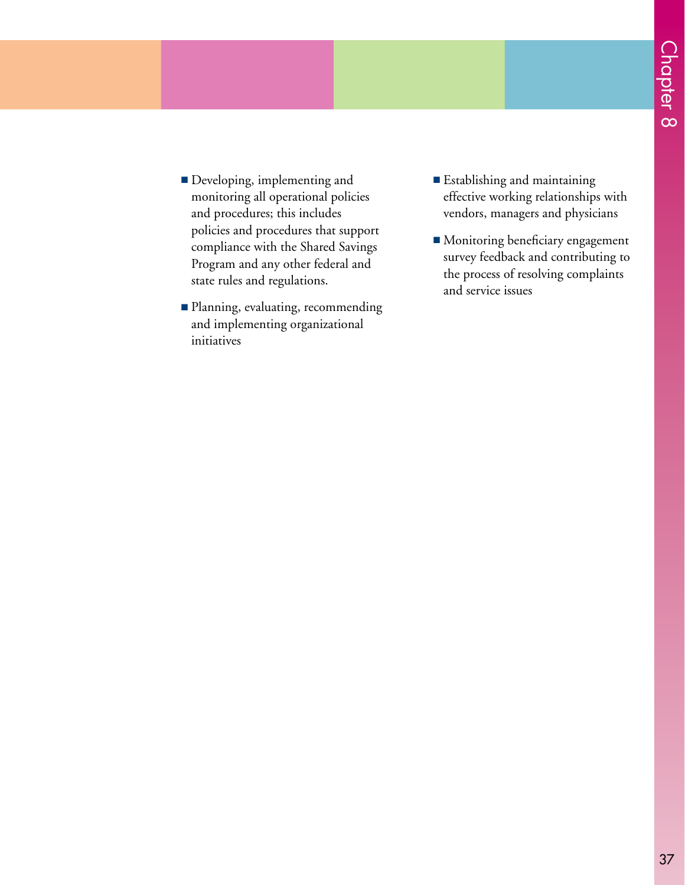- Developing, implementing and monitoring all operational policies and procedures; this includes policies and procedures that support compliance with the Shared Savings Program and any other federal and state rules and regulations.
- Planning, evaluating, recommending and implementing organizational initiatives
- Establishing and maintaining effective working relationships with vendors, managers and physicians
- Monitoring beneficiary engagement survey feedback and contributing to the process of resolving complaints and service issues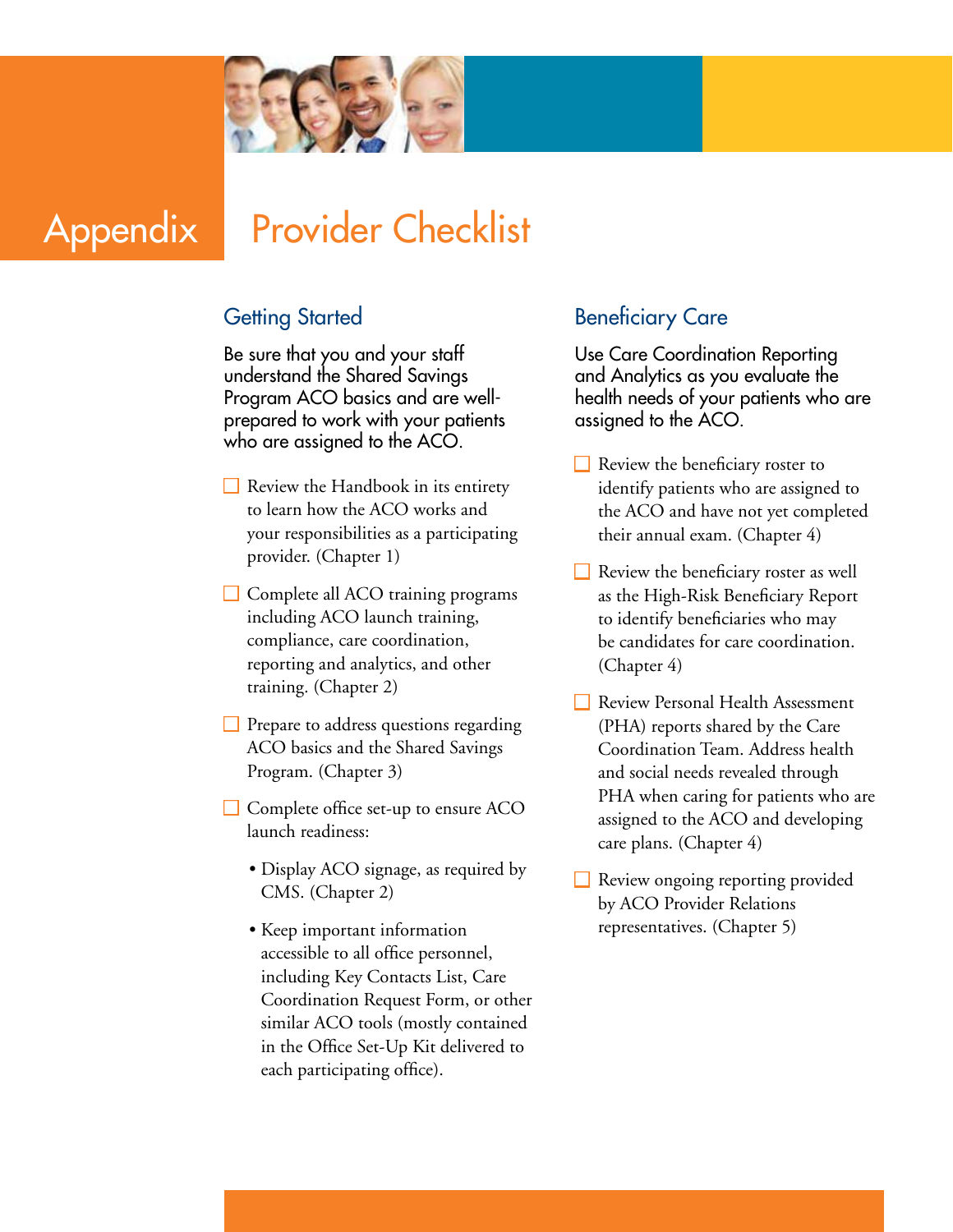# Appendix Provider Checklist

## Getting Started

Be sure that you and your staff understand the Shared Savings Program ACO basics and are well-prepared to work with your patients who are assigned to the ACO.

- ☐ Review the Handbook in its entirety to learn how the ACO works and your responsibilities as a participating provider. (Chapter 1)
- ☐ Complete all ACO training programs including ACO launch training, compliance, care coordination, reporting and analytics, and other training. (Chapter 2)
- ☐ Prepare to address questions regarding ACO basics and the Shared Savings Program. (Chapter 3)
- ☐ Complete office set-up to ensure ACO launch readiness:
  - Display ACO signage, as required by CMS. (Chapter 2)
  - Keep important information accessible to all office personnel, including Key Contacts List, Care Coordination Request Form, or other similar ACO tools (mostly contained in the Office Set-Up Kit delivered to each participating office).

## Beneficiary Care

Use Care Coordination Reporting and Analytics as you evaluate the health needs of your patients who are assigned to the ACO.

- ☐ Review the beneficiary roster to identify patients who are assigned to the ACO and have not yet completed their annual exam. (Chapter 4)
- ☐ Review the beneficiary roster as well as the High-Risk Beneficiary Report to identify beneficiaries who may be candidates for care coordination. (Chapter 4)
- ☐ Review Personal Health Assessment (PHA) reports shared by the Care Coordination Team. Address health and social needs revealed through PHA when caring for patients who are assigned to the ACO and developing care plans. (Chapter 4)
- ☐ Review ongoing reporting provided by ACO Provider Relations representatives. (Chapter 5)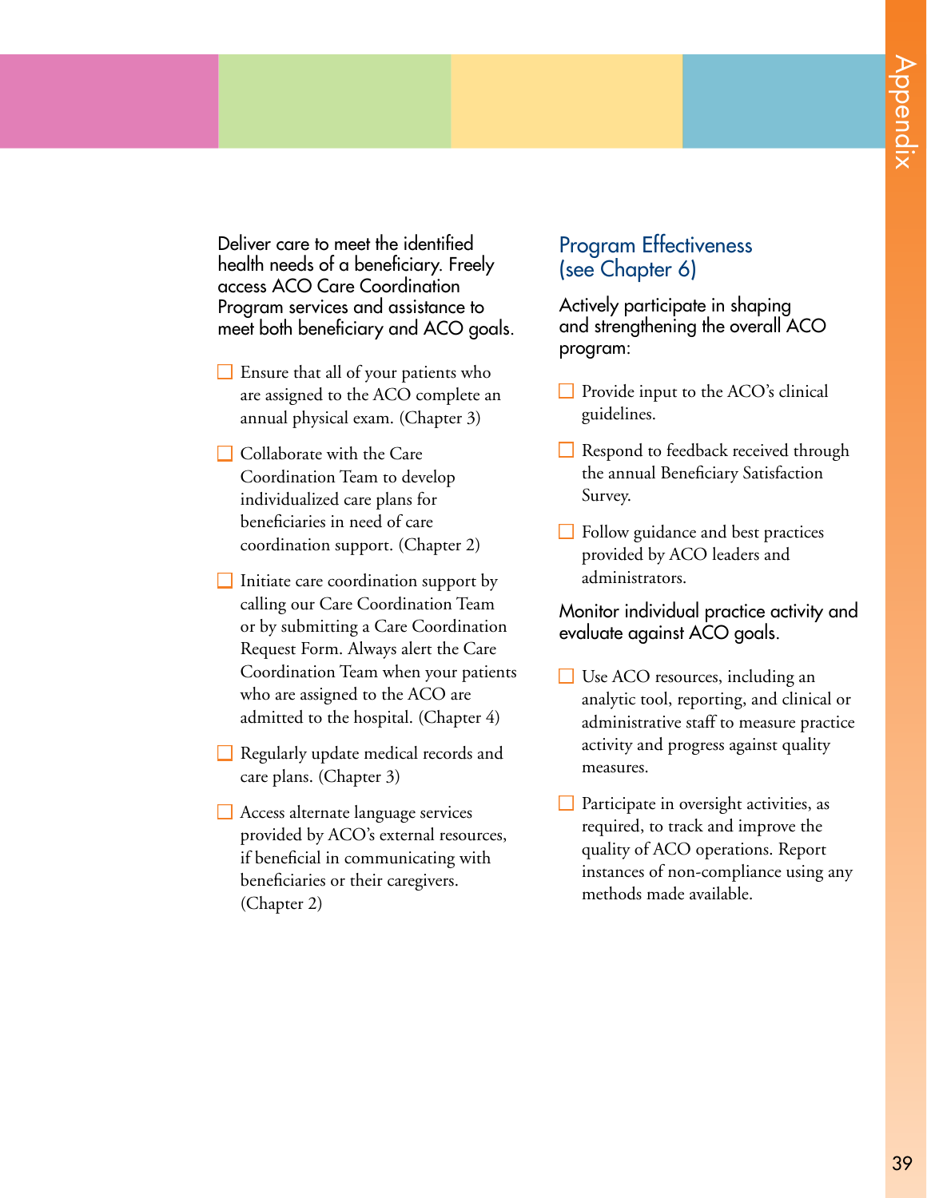Deliver care to meet the identified health needs of a beneficiary. Freely access ACO Care Coordination Program services and assistance to meet both beneficiary and ACO goals.

- ☐ Ensure that all of your patients who are assigned to the ACO complete an annual physical exam. (Chapter 3)
- ☐ Collaborate with the Care Coordination Team to develop individualized care plans for beneficiaries in need of care coordination support. (Chapter 2)
- ☐ Initiate care coordination support by calling our Care Coordination Team or by submitting a Care Coordination Request Form. Always alert the Care Coordination Team when your patients who are assigned to the ACO are admitted to the hospital. (Chapter 4)
- ☐ Regularly update medical records and care plans. (Chapter 3)
- ☐ Access alternate language services provided by ACO's external resources, if beneficial in communicating with beneficiaries or their caregivers. (Chapter 2)

## Program Effectiveness (see Chapter 6)

Actively participate in shaping and strengthening the overall ACO program:

- ☐ Provide input to the ACO's clinical guidelines.
- ☐ Respond to feedback received through the annual Beneficiary Satisfaction Survey.
- ☐ Follow guidance and best practices provided by ACO leaders and administrators.

Monitor individual practice activity and evaluate against ACO goals.

- ☐ Use ACO resources, including an analytic tool, reporting, and clinical or administrative staff to measure practice activity and progress against quality measures.
- ☐ Participate in oversight activities, as required, to track and improve the quality of ACO operations. Report instances of non-compliance using any methods made available.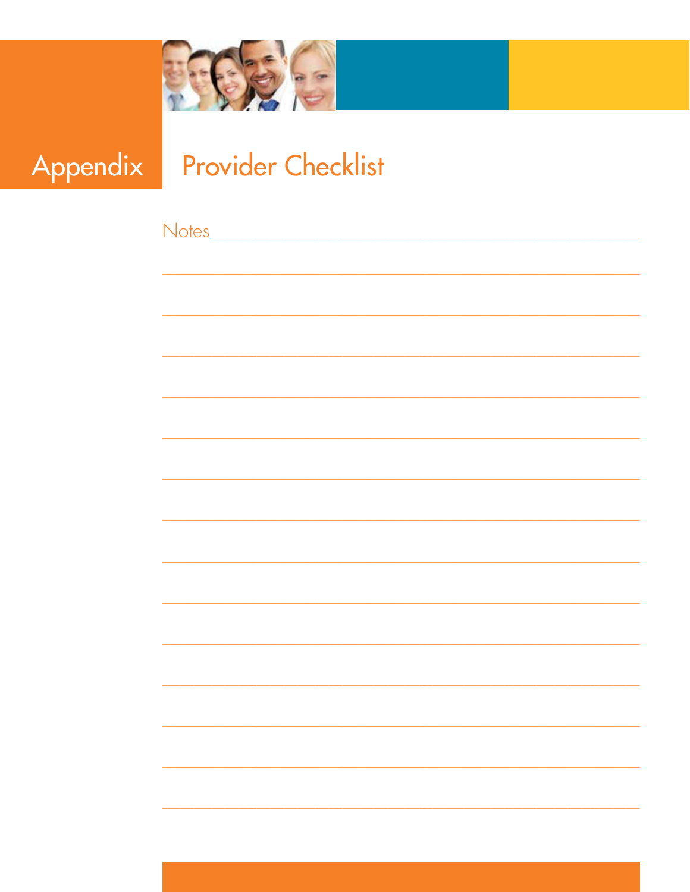Appendix

# Provider Checklist

Notes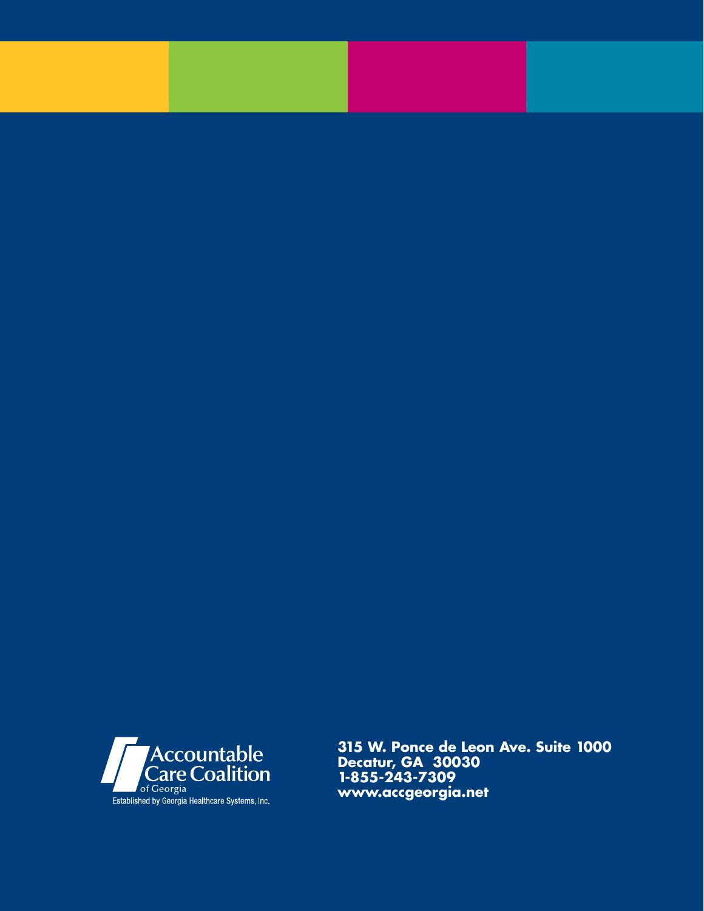Accountable Care Coalition of Georgia

Established by Georgia Healthcare Systems, Inc.

**315 W. Ponce de Leon Ave. Suite 1000**
**Decatur, GA 30030**
**1-855-243-7309**
**www.accgeorgia.net**